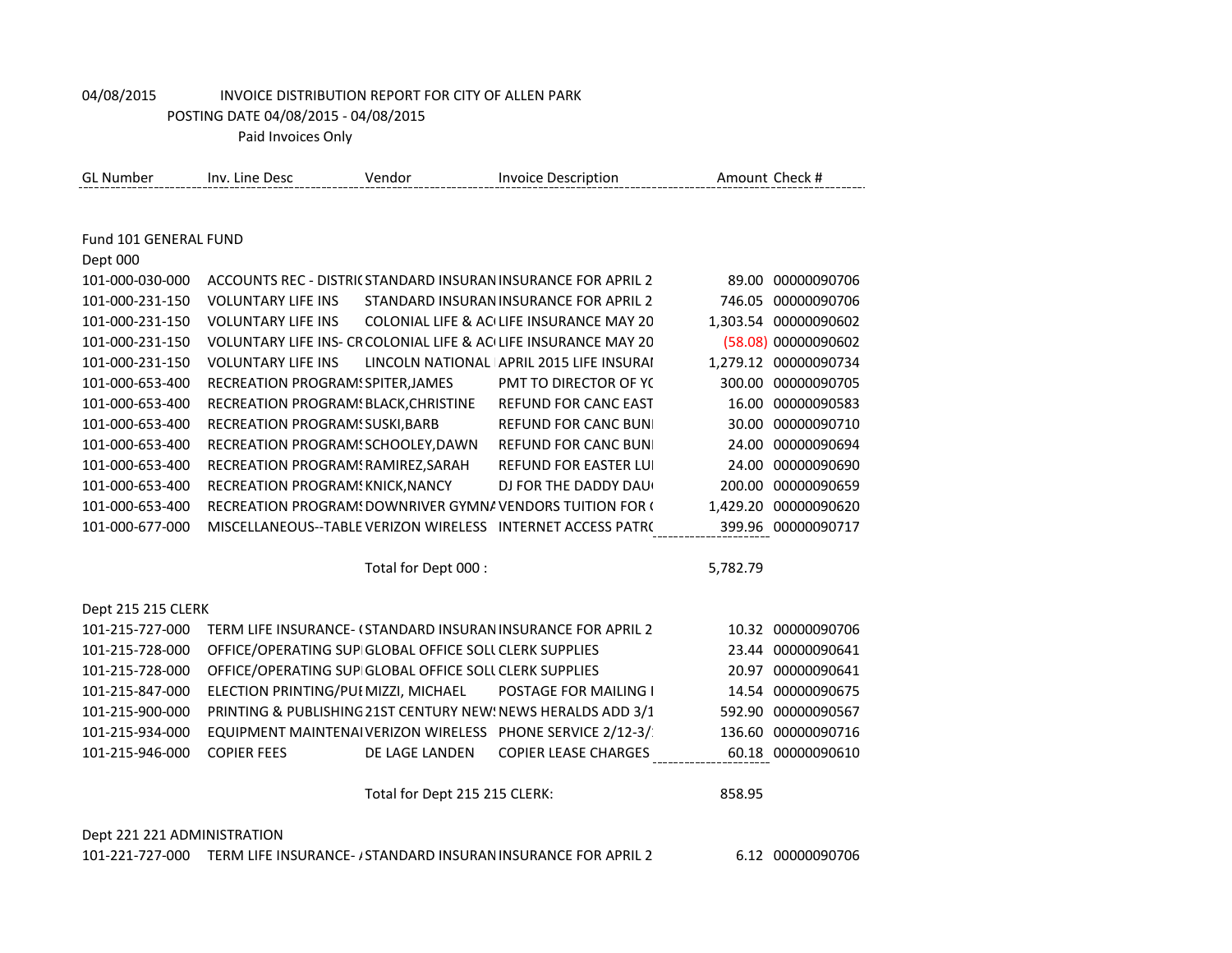04/08/2015 INVOICE DISTRIBUTION REPORT FOR CITY OF ALLEN PARK

POSTING DATE 04/08/2015 - 04/08/2015

Paid Invoices Only

| GL Number | Inv. Line Desc | Vendor | Invoice Description | Amount | Check # |
|---|---|---|---|---|---|
| **Fund 101 GENERAL FUND** | | | | | |
| **Dept 000** | | | | | |
| 101-000-030-000 | ACCOUNTS REC - DISTRIC | STANDARD INSURAN | INSURANCE FOR APRIL 2 | 89.00 | 00000090706 |
| 101-000-231-150 | VOLUNTARY LIFE INS | STANDARD INSURAN | INSURANCE FOR APRIL 2 | 746.05 | 00000090706 |
| 101-000-231-150 | VOLUNTARY LIFE INS | COLONIAL LIFE & ACC | LIFE INSURANCE MAY 20 | 1,303.54 | 00000090602 |
| 101-000-231-150 | VOLUNTARY LIFE INS- CR | COLONIAL LIFE & ACC | LIFE INSURANCE MAY 20 | (58.08) | 00000090602 |
| 101-000-231-150 | VOLUNTARY LIFE INS | LINCOLN NATIONAL | APRIL 2015 LIFE INSURAI | 1,279.12 | 00000090734 |
| 101-000-653-400 | RECREATION PROGRAMS | SPITER,JAMES | PMT TO DIRECTOR OF YC | 300.00 | 00000090705 |
| 101-000-653-400 | RECREATION PROGRAMS | BLACK,CHRISTINE | REFUND FOR CANC EAST | 16.00 | 00000090583 |
| 101-000-653-400 | RECREATION PROGRAMS | SUSKI,BARB | REFUND FOR CANC BUNI | 30.00 | 00000090710 |
| 101-000-653-400 | RECREATION PROGRAMS | SCHOOLEY,DAWN | REFUND FOR CANC BUNI | 24.00 | 00000090694 |
| 101-000-653-400 | RECREATION PROGRAMS | RAMIREZ,SARAH | REFUND FOR EASTER LUI | 24.00 | 00000090690 |
| 101-000-653-400 | RECREATION PROGRAMS | KNICK,NANCY | DJ FOR THE DADDY DAU | 200.00 | 00000090659 |
| 101-000-653-400 | RECREATION PROGRAMS | DOWNRIVER GYMNA | VENDORS TUITION FOR ( | 1,429.20 | 00000090620 |
| 101-000-677-000 | MISCELLANEOUS--TABLE | VERIZON WIRELESS | INTERNET ACCESS PATRC | 399.96 | 00000090717 |
| | | Total for Dept 000 : | | 5,782.79 | |
| **Dept 215 215 CLERK** | | | | | |
| 101-215-727-000 | TERM LIFE INSURANCE- ( | STANDARD INSURAN | INSURANCE FOR APRIL 2 | 10.32 | 00000090706 |
| 101-215-728-000 | OFFICE/OPERATING SUPI | GLOBAL OFFICE SOLU | CLERK SUPPLIES | 23.44 | 00000090641 |
| 101-215-728-000 | OFFICE/OPERATING SUPI | GLOBAL OFFICE SOLU | CLERK SUPPLIES | 20.97 | 00000090641 |
| 101-215-847-000 | ELECTION PRINTING/PUE | MIZZI, MICHAEL | POSTAGE FOR MAILING I | 14.54 | 00000090675 |
| 101-215-900-000 | PRINTING & PUBLISHING | 21ST CENTURY NEWS | NEWS HERALDS ADD 3/1 | 592.90 | 00000090567 |
| 101-215-934-000 | EQUIPMENT MAINTENAI | VERIZON WIRELESS | PHONE SERVICE 2/12-3/ | 136.60 | 00000090716 |
| 101-215-946-000 | COPIER FEES | DE LAGE LANDEN | COPIER LEASE CHARGES | 60.18 | 00000090610 |
| | | Total for Dept 215 215 CLERK: | | 858.95 | |
| **Dept 221 221 ADMINISTRATION** | | | | | |
| 101-221-727-000 | TERM LIFE INSURANCE- / | STANDARD INSURAN | INSURANCE FOR APRIL 2 | 6.12 | 00000090706 |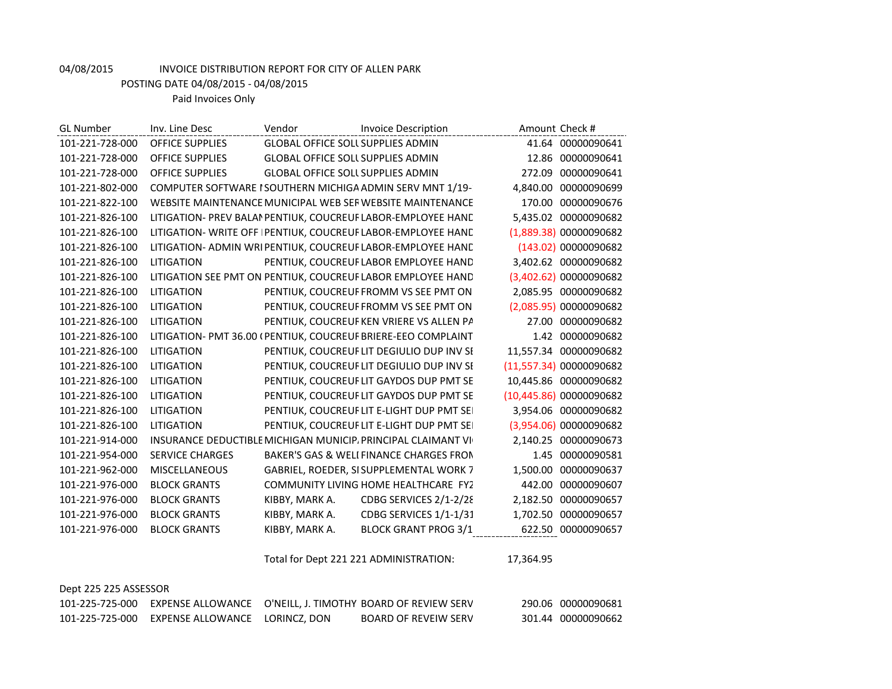04/08/2015 INVOICE DISTRIBUTION REPORT FOR CITY OF ALLEN PARK

POSTING DATE 04/08/2015 - 04/08/2015

Paid Invoices Only

| GL Number | Inv. Line Desc | Vendor | Invoice Description | Amount | Check # |
|---|---|---|---|---|---|
| 101-221-728-000 | OFFICE SUPPLIES | GLOBAL OFFICE SOLU | SUPPLIES ADMIN | 41.64 | 00000090641 |
| 101-221-728-000 | OFFICE SUPPLIES | GLOBAL OFFICE SOLU | SUPPLIES ADMIN | 12.86 | 00000090641 |
| 101-221-728-000 | OFFICE SUPPLIES | GLOBAL OFFICE SOLU | SUPPLIES ADMIN | 272.09 | 00000090641 |
| 101-221-802-000 | COMPUTER SOFTWARE I | SOUTHERN MICHIGA | ADMIN SERV MNT 1/19- | 4,840.00 | 00000090699 |
| 101-221-822-100 | WEBSITE MAINTENANCE | MUNICIPAL WEB SER | WEBSITE MAINTENANCE | 170.00 | 00000090676 |
| 101-221-826-100 | LITIGATION- PREV BALAN | PENTIUK, COUCREUR | LABOR-EMPLOYEE HAND | 5,435.02 | 00000090682 |
| 101-221-826-100 | LITIGATION- WRITE OFF I | PENTIUK, COUCREUR | LABOR-EMPLOYEE HAND | (1,889.38) | 00000090682 |
| 101-221-826-100 | LITIGATION- ADMIN WRI | PENTIUK, COUCREUR | LABOR-EMPLOYEE HAND | (143.02) | 00000090682 |
| 101-221-826-100 | LITIGATION | PENTIUK, COUCREUR | LABOR EMPLOYEE HAND | 3,402.62 | 00000090682 |
| 101-221-826-100 | LITIGATION SEE PMT ON | PENTIUK, COUCREUR | LABOR EMPLOYEE HAND | (3,402.62) | 00000090682 |
| 101-221-826-100 | LITIGATION | PENTIUK, COUCREUR | FROMM VS SEE PMT ON | 2,085.95 | 00000090682 |
| 101-221-826-100 | LITIGATION | PENTIUK, COUCREUR | FROMM VS SEE PMT ON | (2,085.95) | 00000090682 |
| 101-221-826-100 | LITIGATION | PENTIUK, COUCREUR | KEN VRIERE VS ALLEN PA | 27.00 | 00000090682 |
| 101-221-826-100 | LITIGATION- PMT 36.00 ( | PENTIUK, COUCREUR | BRIERE-EEO COMPLAINT | 1.42 | 00000090682 |
| 101-221-826-100 | LITIGATION | PENTIUK, COUCREUR | LIT DEGIULIO DUP INV SE | 11,557.34 | 00000090682 |
| 101-221-826-100 | LITIGATION | PENTIUK, COUCREUR | LIT DEGIULIO DUP INV SE | (11,557.34) | 00000090682 |
| 101-221-826-100 | LITIGATION | PENTIUK, COUCREUR | LIT GAYDOS DUP PMT SE | 10,445.86 | 00000090682 |
| 101-221-826-100 | LITIGATION | PENTIUK, COUCREUR | LIT GAYDOS DUP PMT SE | (10,445.86) | 00000090682 |
| 101-221-826-100 | LITIGATION | PENTIUK, COUCREUR | LIT E-LIGHT DUP PMT SEI | 3,954.06 | 00000090682 |
| 101-221-826-100 | LITIGATION | PENTIUK, COUCREUR | LIT E-LIGHT DUP PMT SEI | (3,954.06) | 00000090682 |
| 101-221-914-000 | INSURANCE DEDUCTIBLE | MICHIGAN MUNICIP. | PRINCIPAL CLAIMANT VI | 2,140.25 | 00000090673 |
| 101-221-954-000 | SERVICE CHARGES | BAKER'S GAS & WELI | FINANCE CHARGES FROM | 1.45 | 00000090581 |
| 101-221-962-000 | MISCELLANEOUS | GABRIEL, ROEDER, SI | SUPPLEMENTAL WORK 7 | 1,500.00 | 00000090637 |
| 101-221-976-000 | BLOCK GRANTS | COMMUNITY LIVING | HOME HEALTHCARE FY2 | 442.00 | 00000090607 |
| 101-221-976-000 | BLOCK GRANTS | KIBBY, MARK A. | CDBG SERVICES 2/1-2/28 | 2,182.50 | 00000090657 |
| 101-221-976-000 | BLOCK GRANTS | KIBBY, MARK A. | CDBG SERVICES 1/1-1/31 | 1,702.50 | 00000090657 |
| 101-221-976-000 | BLOCK GRANTS | KIBBY, MARK A. | BLOCK GRANT PROG 3/1 | 622.50 | 00000090657 |
| | | Total for Dept 221 221 ADMINISTRATION: | | 17,364.95 | |

Dept 225 225 ASSESSOR

| GL Number | Inv. Line Desc | Vendor | Invoice Description | Amount | Check # |
|---|---|---|---|---|---|
| 101-225-725-000 | EXPENSE ALLOWANCE | O'NEILL, J. TIMOTHY | BOARD OF REVIEW SERV | 290.06 | 00000090681 |
| 101-225-725-000 | EXPENSE ALLOWANCE | LORINCZ, DON | BOARD OF REVEIW SERV | 301.44 | 00000090662 |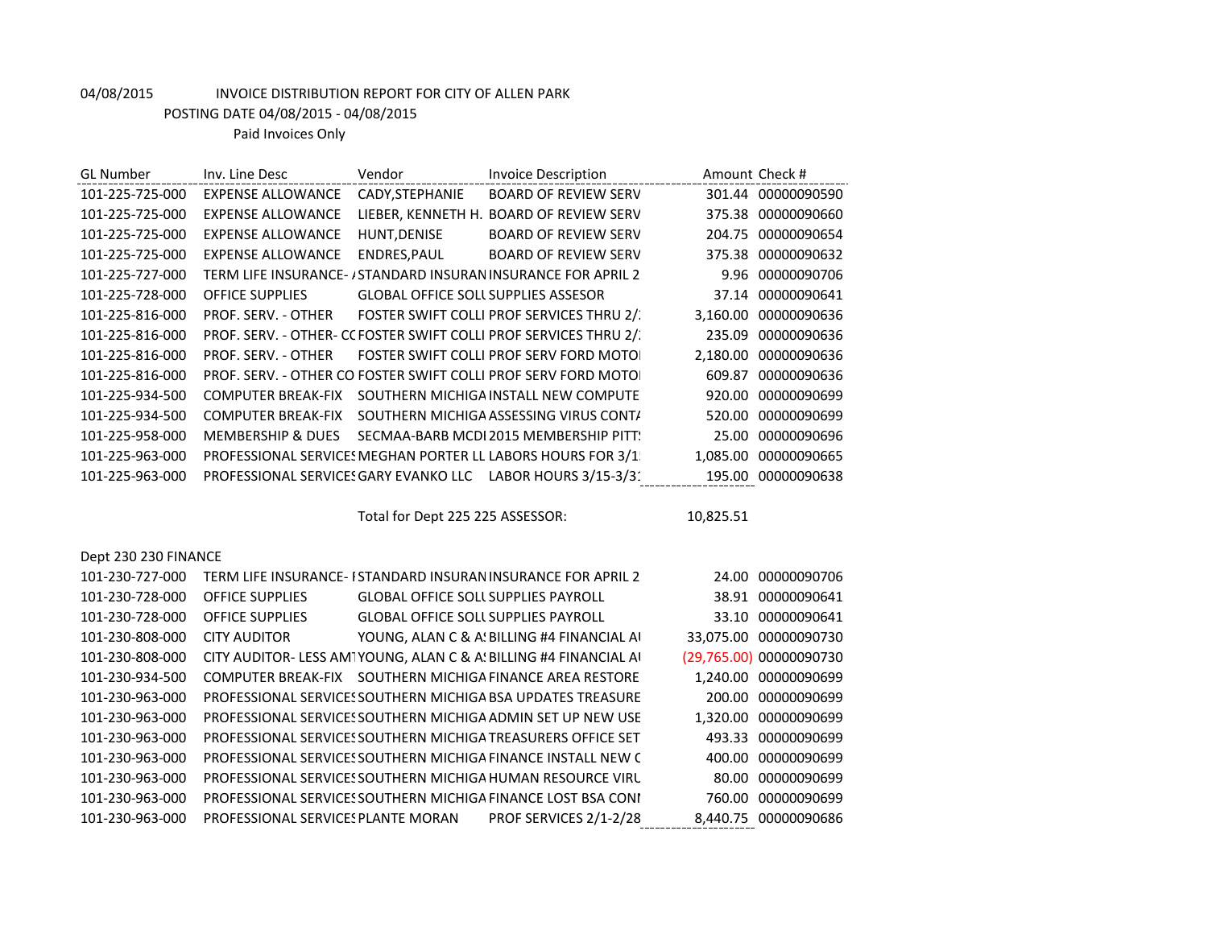04/08/2015 INVOICE DISTRIBUTION REPORT FOR CITY OF ALLEN PARK

POSTING DATE 04/08/2015 - 04/08/2015

Paid Invoices Only

| GL Number | Inv. Line Desc | Vendor | Invoice Description | Amount | Check # |
|---|---|---|---|---|---|
| 101-225-725-000 | EXPENSE ALLOWANCE | CADY,STEPHANIE | BOARD OF REVIEW SERV | 301.44 | 00000090590 |
| 101-225-725-000 | EXPENSE ALLOWANCE | LIEBER, KENNETH H. | BOARD OF REVIEW SERV | 375.38 | 00000090660 |
| 101-225-725-000 | EXPENSE ALLOWANCE | HUNT,DENISE | BOARD OF REVIEW SERV | 204.75 | 00000090654 |
| 101-225-725-000 | EXPENSE ALLOWANCE | ENDRES,PAUL | BOARD OF REVIEW SERV | 375.38 | 00000090632 |
| 101-225-727-000 | TERM LIFE INSURANCE- / | STANDARD INSURAN | INSURANCE FOR APRIL 2 | 9.96 | 00000090706 |
| 101-225-728-000 | OFFICE SUPPLIES | GLOBAL OFFICE SOLU | SUPPLIES ASSESOR | 37.14 | 00000090641 |
| 101-225-816-000 | PROF. SERV. - OTHER | FOSTER SWIFT COLLI | PROF SERVICES THRU 2/ | 3,160.00 | 00000090636 |
| 101-225-816-000 | PROF. SERV. - OTHER- CC | FOSTER SWIFT COLLI | PROF SERVICES THRU 2/ | 235.09 | 00000090636 |
| 101-225-816-000 | PROF. SERV. - OTHER | FOSTER SWIFT COLLI | PROF SERV FORD MOTOI | 2,180.00 | 00000090636 |
| 101-225-816-000 | PROF. SERV. - OTHER CO | FOSTER SWIFT COLLI | PROF SERV FORD MOTOI | 609.87 | 00000090636 |
| 101-225-934-500 | COMPUTER BREAK-FIX | SOUTHERN MICHIGA | INSTALL NEW COMPUTE | 920.00 | 00000090699 |
| 101-225-934-500 | COMPUTER BREAK-FIX | SOUTHERN MICHIGA | ASSESSING VIRUS CONT/ | 520.00 | 00000090699 |
| 101-225-958-000 | MEMBERSHIP & DUES | SECMAA-BARB MCDI | 2015 MEMBERSHIP PITT! | 25.00 | 00000090696 |
| 101-225-963-000 | PROFESSIONAL SERVICES | MEGHAN PORTER LL | LABORS HOURS FOR 3/1 | 1,085.00 | 00000090665 |
| 101-225-963-000 | PROFESSIONAL SERVICES | GARY EVANKO LLC | LABOR HOURS 3/15-3/3 | 195.00 | 00000090638 |
| | | Total for Dept 225 225 ASSESSOR: | | 10,825.51 | |
| Dept 230 230 FINANCE | | | | | |
| 101-230-727-000 | TERM LIFE INSURANCE- I | STANDARD INSURAN | INSURANCE FOR APRIL 2 | 24.00 | 00000090706 |
| 101-230-728-000 | OFFICE SUPPLIES | GLOBAL OFFICE SOLU | SUPPLIES PAYROLL | 38.91 | 00000090641 |
| 101-230-728-000 | OFFICE SUPPLIES | GLOBAL OFFICE SOLU | SUPPLIES PAYROLL | 33.10 | 00000090641 |
| 101-230-808-000 | CITY AUDITOR | YOUNG, ALAN C & A! | BILLING #4 FINANCIAL AU | 33,075.00 | 00000090730 |
| 101-230-808-000 | CITY AUDITOR- LESS AMT | YOUNG, ALAN C & A! | BILLING #4 FINANCIAL AU | (29,765.00) | 00000090730 |
| 101-230-934-500 | COMPUTER BREAK-FIX | SOUTHERN MICHIGA | FINANCE AREA RESTORE | 1,240.00 | 00000090699 |
| 101-230-963-000 | PROFESSIONAL SERVICES | SOUTHERN MICHIGA | BSA UPDATES TREASURE | 200.00 | 00000090699 |
| 101-230-963-000 | PROFESSIONAL SERVICES | SOUTHERN MICHIGA | ADMIN SET UP NEW USE | 1,320.00 | 00000090699 |
| 101-230-963-000 | PROFESSIONAL SERVICES | SOUTHERN MICHIGA | TREASURERS OFFICE SET | 493.33 | 00000090699 |
| 101-230-963-000 | PROFESSIONAL SERVICES | SOUTHERN MICHIGA | FINANCE INSTALL NEW C | 400.00 | 00000090699 |
| 101-230-963-000 | PROFESSIONAL SERVICES | SOUTHERN MICHIGA | HUMAN RESOURCE VIRU | 80.00 | 00000090699 |
| 101-230-963-000 | PROFESSIONAL SERVICES | SOUTHERN MICHIGA | FINANCE LOST BSA CONI | 760.00 | 00000090699 |
| 101-230-963-000 | PROFESSIONAL SERVICES | PLANTE MORAN | PROF SERVICES 2/1-2/28 | 8,440.75 | 00000090686 |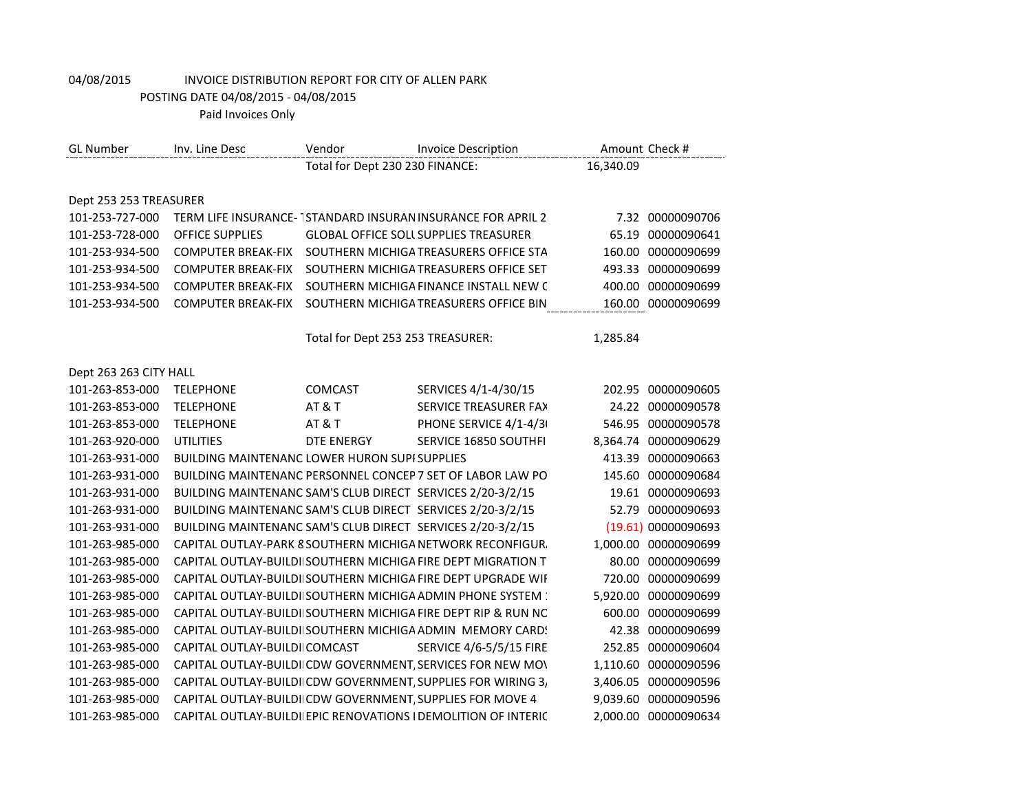04/08/2015 INVOICE DISTRIBUTION REPORT FOR CITY OF ALLEN PARK

POSTING DATE 04/08/2015 - 04/08/2015

Paid Invoices Only

| GL Number | Inv. Line Desc | Vendor | Invoice Description | Amount | Check # |
|---|---|---|---|---|---|
| | | Total for Dept 230 230 FINANCE: | | 16,340.09 | |
| Dept 253 253 TREASURER | | | | | |
| 101-253-727-000 | TERM LIFE INSURANCE- 1 | STANDARD INSURAN | INSURANCE FOR APRIL 2 | 7.32 | 00000090706 |
| 101-253-728-000 | OFFICE SUPPLIES | GLOBAL OFFICE SOLU | SUPPLIES TREASURER | 65.19 | 00000090641 |
| 101-253-934-500 | COMPUTER BREAK-FIX | SOUTHERN MICHIGA | TREASURERS OFFICE STA | 160.00 | 00000090699 |
| 101-253-934-500 | COMPUTER BREAK-FIX | SOUTHERN MICHIGA | TREASURERS OFFICE SET | 493.33 | 00000090699 |
| 101-253-934-500 | COMPUTER BREAK-FIX | SOUTHERN MICHIGA | FINANCE INSTALL NEW C | 400.00 | 00000090699 |
| 101-253-934-500 | COMPUTER BREAK-FIX | SOUTHERN MICHIGA | TREASURERS OFFICE BIN | 160.00 | 00000090699 |
| | | Total for Dept 253 253 TREASURER: | | 1,285.84 | |
| Dept 263 263 CITY HALL | | | | | |
| 101-263-853-000 | TELEPHONE | COMCAST | SERVICES 4/1-4/30/15 | 202.95 | 00000090605 |
| 101-263-853-000 | TELEPHONE | AT & T | SERVICE TREASURER FAX | 24.22 | 00000090578 |
| 101-263-853-000 | TELEPHONE | AT & T | PHONE SERVICE 4/1-4/30 | 546.95 | 00000090578 |
| 101-263-920-000 | UTILITIES | DTE ENERGY | SERVICE 16850 SOUTHFI | 8,364.74 | 00000090629 |
| 101-263-931-000 | BUILDING MAINTENANC | LOWER HURON SUPI | SUPPLIES | 413.39 | 00000090663 |
| 101-263-931-000 | BUILDING MAINTENANC | PERSONNEL CONCEP | 7 SET OF LABOR LAW PO | 145.60 | 00000090684 |
| 101-263-931-000 | BUILDING MAINTENANC | SAM'S CLUB DIRECT | SERVICES 2/20-3/2/15 | 19.61 | 00000090693 |
| 101-263-931-000 | BUILDING MAINTENANC | SAM'S CLUB DIRECT | SERVICES 2/20-3/2/15 | 52.79 | 00000090693 |
| 101-263-931-000 | BUILDING MAINTENANC | SAM'S CLUB DIRECT | SERVICES 2/20-3/2/15 | (19.61) | 00000090693 |
| 101-263-985-000 | CAPITAL OUTLAY-PARK 8 | SOUTHERN MICHIGA | NETWORK RECONFIGUR. | 1,000.00 | 00000090699 |
| 101-263-985-000 | CAPITAL OUTLAY-BUILDI | SOUTHERN MICHIGA | FIRE DEPT MIGRATION T | 80.00 | 00000090699 |
| 101-263-985-000 | CAPITAL OUTLAY-BUILDI | SOUTHERN MICHIGA | FIRE DEPT UPGRADE WIF | 720.00 | 00000090699 |
| 101-263-985-000 | CAPITAL OUTLAY-BUILDI | SOUTHERN MICHIGA | ADMIN PHONE SYSTEM : | 5,920.00 | 00000090699 |
| 101-263-985-000 | CAPITAL OUTLAY-BUILDI | SOUTHERN MICHIGA | FIRE DEPT RIP & RUN NC | 600.00 | 00000090699 |
| 101-263-985-000 | CAPITAL OUTLAY-BUILDI | SOUTHERN MICHIGA | ADMIN MEMORY CARDS | 42.38 | 00000090699 |
| 101-263-985-000 | CAPITAL OUTLAY-BUILDI | COMCAST | SERVICE 4/6-5/5/15 FIRE | 252.85 | 00000090604 |
| 101-263-985-000 | CAPITAL OUTLAY-BUILDI | CDW GOVERNMENT, | SERVICES FOR NEW MOV | 1,110.60 | 00000090596 |
| 101-263-985-000 | CAPITAL OUTLAY-BUILDI | CDW GOVERNMENT, | SUPPLIES FOR WIRING 3/ | 3,406.05 | 00000090596 |
| 101-263-985-000 | CAPITAL OUTLAY-BUILDI | CDW GOVERNMENT, | SUPPLIES FOR MOVE 4 | 9,039.60 | 00000090596 |
| 101-263-985-000 | CAPITAL OUTLAY-BUILDI | EPIC RENOVATIONS I | DEMOLITION OF INTERIC | 2,000.00 | 00000090634 |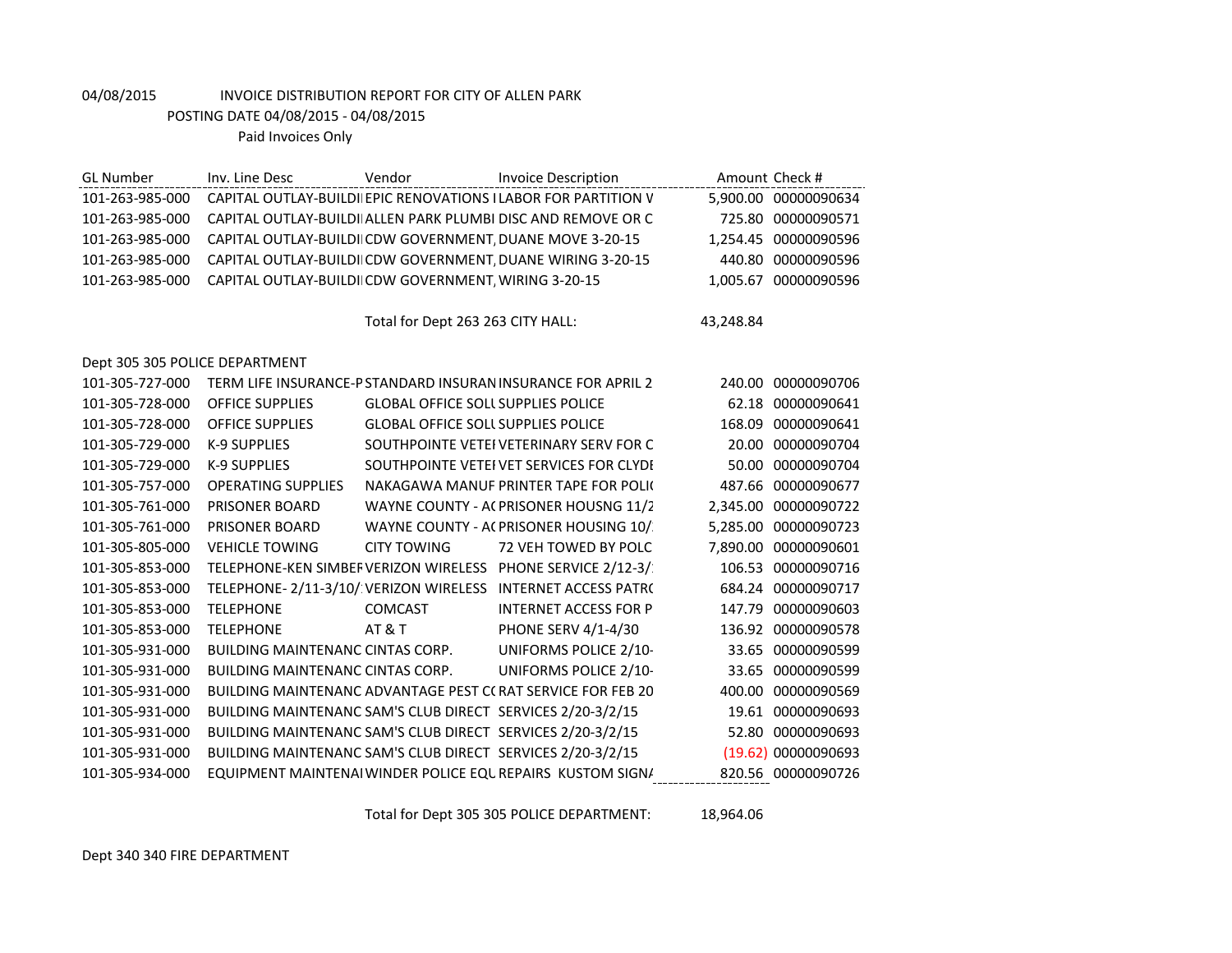04/08/2015 INVOICE DISTRIBUTION REPORT FOR CITY OF ALLEN PARK

POSTING DATE 04/08/2015 - 04/08/2015

Paid Invoices Only

| GL Number | Inv. Line Desc | Vendor | Invoice Description | Amount | Check # |
|---|---|---|---|---|---|
| 101-263-985-000 | CAPITAL OUTLAY-BUILDI | EPIC RENOVATIONS I | LABOR FOR PARTITION V | 5,900.00 | 00000090634 |
| 101-263-985-000 | CAPITAL OUTLAY-BUILDI | ALLEN PARK PLUMBI | DISC AND REMOVE OR C | 725.80 | 00000090571 |
| 101-263-985-000 | CAPITAL OUTLAY-BUILDI | CDW GOVERNMENT, | DUANE MOVE 3-20-15 | 1,254.45 | 00000090596 |
| 101-263-985-000 | CAPITAL OUTLAY-BUILDI | CDW GOVERNMENT, | DUANE WIRING 3-20-15 | 440.80 | 00000090596 |
| 101-263-985-000 | CAPITAL OUTLAY-BUILDI | CDW GOVERNMENT, | WIRING 3-20-15 | 1,005.67 | 00000090596 |
| | | Total for Dept 263 263 CITY HALL: | | 43,248.84 | |
| Dept 305 305 POLICE DEPARTMENT | | | | | |
| 101-305-727-000 | TERM LIFE INSURANCE-P | STANDARD INSURAN | INSURANCE FOR APRIL 2 | 240.00 | 00000090706 |
| 101-305-728-000 | OFFICE SUPPLIES | GLOBAL OFFICE SOLU | SUPPLIES POLICE | 62.18 | 00000090641 |
| 101-305-728-000 | OFFICE SUPPLIES | GLOBAL OFFICE SOLU | SUPPLIES POLICE | 168.09 | 00000090641 |
| 101-305-729-000 | K-9 SUPPLIES | SOUTHPOINTE VETEI | VETERINARY SERV FOR C | 20.00 | 00000090704 |
| 101-305-729-000 | K-9 SUPPLIES | SOUTHPOINTE VETEI | VET SERVICES FOR CLYDI | 50.00 | 00000090704 |
| 101-305-757-000 | OPERATING SUPPLIES | NAKAGAWA MANUF | PRINTER TAPE FOR POLIC | 487.66 | 00000090677 |
| 101-305-761-000 | PRISONER BOARD | WAYNE COUNTY - AC | PRISONER HOUSNG 11/2 | 2,345.00 | 00000090722 |
| 101-305-761-000 | PRISONER BOARD | WAYNE COUNTY - AC | PRISONER HOUSING 10/ | 5,285.00 | 00000090723 |
| 101-305-805-000 | VEHICLE TOWING | CITY TOWING | 72 VEH TOWED BY POLC | 7,890.00 | 00000090601 |
| 101-305-853-000 | TELEPHONE-KEN SIMBEF | VERIZON WIRELESS | PHONE SERVICE 2/12-3/ | 106.53 | 00000090716 |
| 101-305-853-000 | TELEPHONE- 2/11-3/10/ | VERIZON WIRELESS | INTERNET ACCESS PATRO | 684.24 | 00000090717 |
| 101-305-853-000 | TELEPHONE | COMCAST | INTERNET ACCESS FOR P | 147.79 | 00000090603 |
| 101-305-853-000 | TELEPHONE | AT & T | PHONE SERV 4/1-4/30 | 136.92 | 00000090578 |
| 101-305-931-000 | BUILDING MAINTENANC | CINTAS CORP. | UNIFORMS POLICE 2/10- | 33.65 | 00000090599 |
| 101-305-931-000 | BUILDING MAINTENANC | CINTAS CORP. | UNIFORMS POLICE 2/10- | 33.65 | 00000090599 |
| 101-305-931-000 | BUILDING MAINTENANC | ADVANTAGE PEST CC | RAT SERVICE FOR FEB 20 | 400.00 | 00000090569 |
| 101-305-931-000 | BUILDING MAINTENANC | SAM'S CLUB DIRECT | SERVICES 2/20-3/2/15 | 19.61 | 00000090693 |
| 101-305-931-000 | BUILDING MAINTENANC | SAM'S CLUB DIRECT | SERVICES 2/20-3/2/15 | 52.80 | 00000090693 |
| 101-305-931-000 | BUILDING MAINTENANC | SAM'S CLUB DIRECT | SERVICES 2/20-3/2/15 | (19.62) | 00000090693 |
| 101-305-934-000 | EQUIPMENT MAINTENAI | WINDER POLICE EQU | REPAIRS KUSTOM SIGNA | 820.56 | 00000090726 |
| | | Total for Dept 305 305 POLICE DEPARTMENT: | | 18,964.06 | |

Dept 340 340 FIRE DEPARTMENT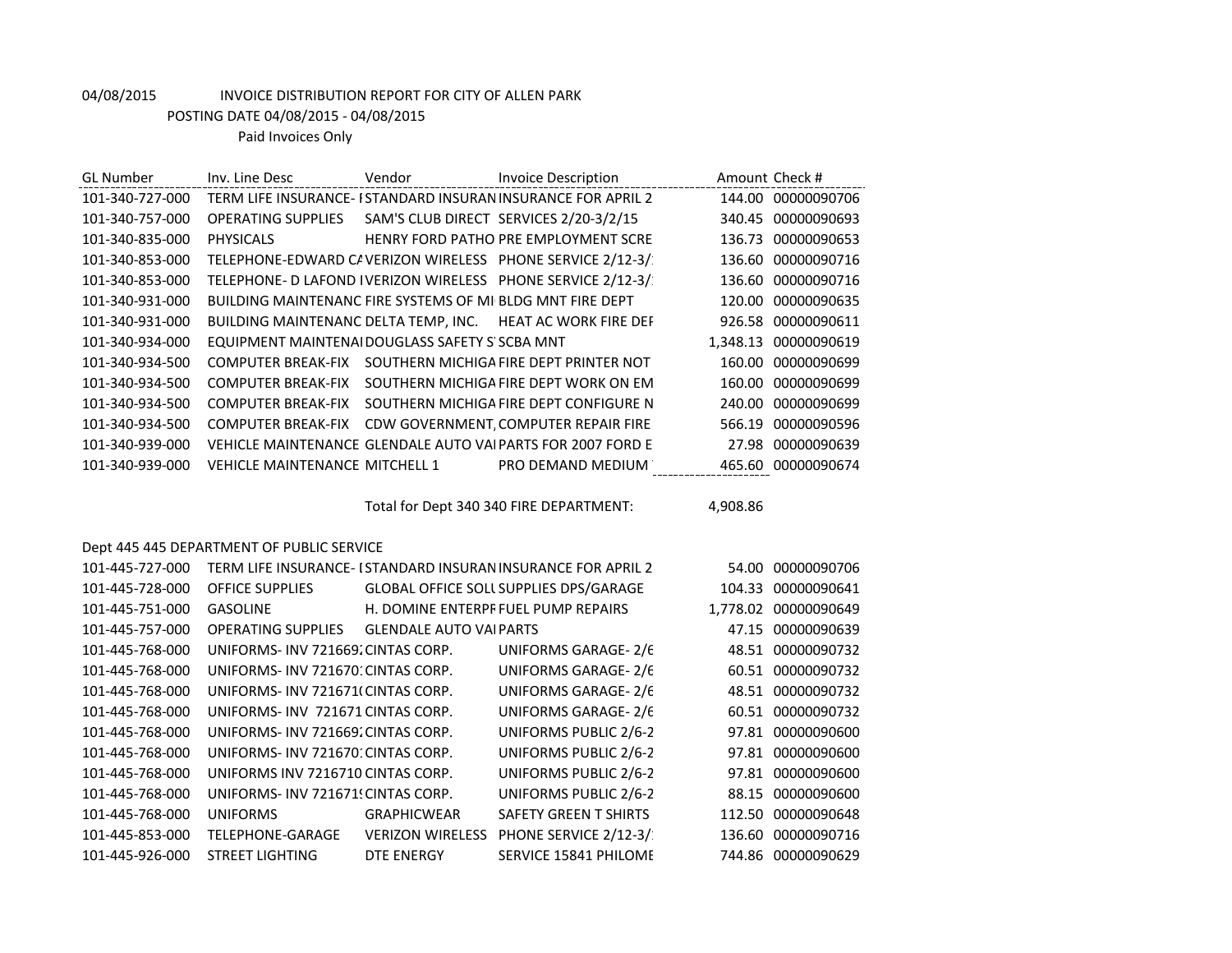04/08/2015 INVOICE DISTRIBUTION REPORT FOR CITY OF ALLEN PARK

POSTING DATE 04/08/2015 - 04/08/2015

Paid Invoices Only

| GL Number | Inv. Line Desc | Vendor | Invoice Description | Amount | Check # |
|---|---|---|---|---|---|
| 101-340-727-000 | TERM LIFE INSURANCE- I | STANDARD INSURAN | INSURANCE FOR APRIL 2 | 144.00 | 00000090706 |
| 101-340-757-000 | OPERATING SUPPLIES | SAM'S CLUB DIRECT | SERVICES 2/20-3/2/15 | 340.45 | 00000090693 |
| 101-340-835-000 | PHYSICALS | HENRY FORD PATHO | PRE EMPLOYMENT SCRE | 136.73 | 00000090653 |
| 101-340-853-000 | TELEPHONE-EDWARD CA | VERIZON WIRELESS | PHONE SERVICE 2/12-3/ | 136.60 | 00000090716 |
| 101-340-853-000 | TELEPHONE- D LAFOND I | VERIZON WIRELESS | PHONE SERVICE 2/12-3/ | 136.60 | 00000090716 |
| 101-340-931-000 | BUILDING MAINTENANC | FIRE SYSTEMS OF MI | BLDG MNT FIRE DEPT | 120.00 | 00000090635 |
| 101-340-931-000 | BUILDING MAINTENANC | DELTA TEMP, INC. | HEAT AC WORK FIRE DEF | 926.58 | 00000090611 |
| 101-340-934-000 | EQUIPMENT MAINTENAI | DOUGLASS SAFETY S | SCBA MNT | 1,348.13 | 00000090619 |
| 101-340-934-500 | COMPUTER BREAK-FIX | SOUTHERN MICHIGA | FIRE DEPT PRINTER NOT | 160.00 | 00000090699 |
| 101-340-934-500 | COMPUTER BREAK-FIX | SOUTHERN MICHIGA | FIRE DEPT WORK ON EM | 160.00 | 00000090699 |
| 101-340-934-500 | COMPUTER BREAK-FIX | SOUTHERN MICHIGA | FIRE DEPT CONFIGURE N | 240.00 | 00000090699 |
| 101-340-934-500 | COMPUTER BREAK-FIX | CDW GOVERNMENT, | COMPUTER REPAIR FIRE | 566.19 | 00000090596 |
| 101-340-939-000 | VEHICLE MAINTENANCE | GLENDALE AUTO VAI | PARTS FOR 2007 FORD E | 27.98 | 00000090639 |
| 101-340-939-000 | VEHICLE MAINTENANCE | MITCHELL 1 | PRO DEMAND MEDIUM | 465.60 | 00000090674 |
| | | Total for Dept 340 340 FIRE DEPARTMENT: | | 4,908.86 | |

Dept 445 445 DEPARTMENT OF PUBLIC SERVICE

| GL Number | Inv. Line Desc | Vendor | Invoice Description | Amount | Check # |
|---|---|---|---|---|---|
| 101-445-727-000 | TERM LIFE INSURANCE- I | STANDARD INSURAN | INSURANCE FOR APRIL 2 | 54.00 | 00000090706 |
| 101-445-728-000 | OFFICE SUPPLIES | GLOBAL OFFICE SOLU | SUPPLIES DPS/GARAGE | 104.33 | 00000090641 |
| 101-445-751-000 | GASOLINE | H. DOMINE ENTERPR | FUEL PUMP REPAIRS | 1,778.02 | 00000090649 |
| 101-445-757-000 | OPERATING SUPPLIES | GLENDALE AUTO VAI | PARTS | 47.15 | 00000090639 |
| 101-445-768-000 | UNIFORMS- INV 7216692 | CINTAS CORP. | UNIFORMS GARAGE- 2/6 | 48.51 | 00000090732 |
| 101-445-768-000 | UNIFORMS- INV 7216701 | CINTAS CORP. | UNIFORMS GARAGE- 2/6 | 60.51 | 00000090732 |
| 101-445-768-000 | UNIFORMS- INV 7216710 | CINTAS CORP. | UNIFORMS GARAGE- 2/6 | 48.51 | 00000090732 |
| 101-445-768-000 | UNIFORMS- INV 721671 | CINTAS CORP. | UNIFORMS GARAGE- 2/6 | 60.51 | 00000090732 |
| 101-445-768-000 | UNIFORMS- INV 7216692 | CINTAS CORP. | UNIFORMS PUBLIC 2/6-2 | 97.81 | 00000090600 |
| 101-445-768-000 | UNIFORMS- INV 7216701 | CINTAS CORP. | UNIFORMS PUBLIC 2/6-2 | 97.81 | 00000090600 |
| 101-445-768-000 | UNIFORMS INV 7216710 | CINTAS CORP. | UNIFORMS PUBLIC 2/6-2 | 97.81 | 00000090600 |
| 101-445-768-000 | UNIFORMS- INV 7216719 | CINTAS CORP. | UNIFORMS PUBLIC 2/6-2 | 88.15 | 00000090600 |
| 101-445-768-000 | UNIFORMS | GRAPHICWEAR | SAFETY GREEN T SHIRTS | 112.50 | 00000090648 |
| 101-445-853-000 | TELEPHONE-GARAGE | VERIZON WIRELESS | PHONE SERVICE 2/12-3/ | 136.60 | 00000090716 |
| 101-445-926-000 | STREET LIGHTING | DTE ENERGY | SERVICE 15841 PHILOME | 744.86 | 00000090629 |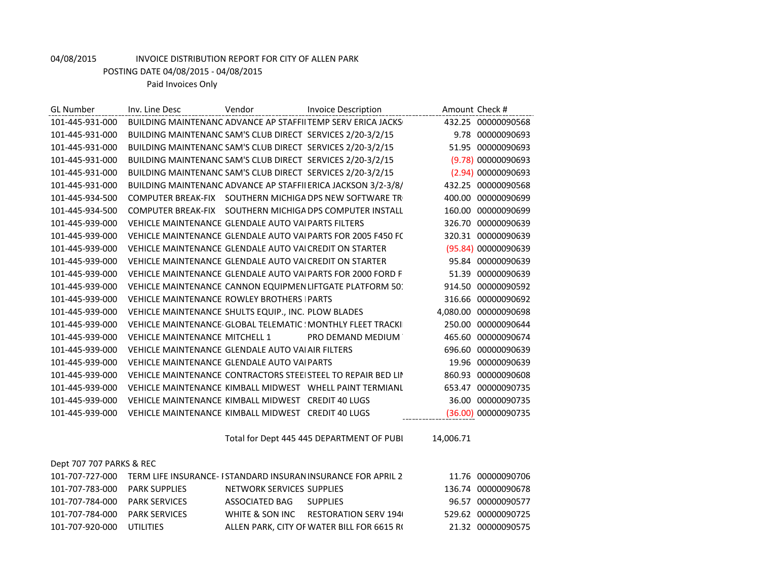04/08/2015 INVOICE DISTRIBUTION REPORT FOR CITY OF ALLEN PARK

POSTING DATE 04/08/2015 - 04/08/2015

Paid Invoices Only

| GL Number | Inv. Line Desc | Vendor | Invoice Description | Amount | Check # |
|---|---|---|---|---|---|
| 101-445-931-000 | BUILDING MAINTENANC | ADVANCE AP STAFFII | TEMP SERV ERICA JACKS( | 432.25 | 00000090568 |
| 101-445-931-000 | BUILDING MAINTENANC | SAM'S CLUB DIRECT | SERVICES 2/20-3/2/15 | 9.78 | 00000090693 |
| 101-445-931-000 | BUILDING MAINTENANC | SAM'S CLUB DIRECT | SERVICES 2/20-3/2/15 | 51.95 | 00000090693 |
| 101-445-931-000 | BUILDING MAINTENANC | SAM'S CLUB DIRECT | SERVICES 2/20-3/2/15 | (9.78) | 00000090693 |
| 101-445-931-000 | BUILDING MAINTENANC | SAM'S CLUB DIRECT | SERVICES 2/20-3/2/15 | (2.94) | 00000090693 |
| 101-445-931-000 | BUILDING MAINTENANC | ADVANCE AP STAFFII | ERICA JACKSON 3/2-3/8/ | 432.25 | 00000090568 |
| 101-445-934-500 | COMPUTER BREAK-FIX | SOUTHERN MICHIGA | DPS NEW SOFTWARE TR( | 400.00 | 00000090699 |
| 101-445-934-500 | COMPUTER BREAK-FIX | SOUTHERN MICHIGA | DPS COMPUTER INSTALL | 160.00 | 00000090699 |
| 101-445-939-000 | VEHICLE MAINTENANCE | GLENDALE AUTO VAI | PARTS FILTERS | 326.70 | 00000090639 |
| 101-445-939-000 | VEHICLE MAINTENANCE | GLENDALE AUTO VAI | PARTS FOR 2005 F450 FC | 320.31 | 00000090639 |
| 101-445-939-000 | VEHICLE MAINTENANCE | GLENDALE AUTO VAI | CREDIT ON STARTER | (95.84) | 00000090639 |
| 101-445-939-000 | VEHICLE MAINTENANCE | GLENDALE AUTO VAI | CREDIT ON STARTER | 95.84 | 00000090639 |
| 101-445-939-000 | VEHICLE MAINTENANCE | GLENDALE AUTO VAI | PARTS FOR 2000 FORD F | 51.39 | 00000090639 |
| 101-445-939-000 | VEHICLE MAINTENANCE | CANNON EQUIPMEN | LIFTGATE PLATFORM 50: | 914.50 | 00000090592 |
| 101-445-939-000 | VEHICLE MAINTENANCE | ROWLEY BROTHERS I | PARTS | 316.66 | 00000090692 |
| 101-445-939-000 | VEHICLE MAINTENANCE | SHULTS EQUIP., INC. | PLOW BLADES | 4,080.00 | 00000090698 |
| 101-445-939-000 | VEHICLE MAINTENANCE- | GLOBAL TELEMATIC : | MONTHLY FLEET TRACKI | 250.00 | 00000090644 |
| 101-445-939-000 | VEHICLE MAINTENANCE | MITCHELL 1 | PRO DEMAND MEDIUM | 465.60 | 00000090674 |
| 101-445-939-000 | VEHICLE MAINTENANCE | GLENDALE AUTO VAI | AIR FILTERS | 696.60 | 00000090639 |
| 101-445-939-000 | VEHICLE MAINTENANCE | GLENDALE AUTO VAI | PARTS | 19.96 | 00000090639 |
| 101-445-939-000 | VEHICLE MAINTENANCE | CONTRACTORS STEEI | STEEL TO REPAIR BED LIN | 860.93 | 00000090608 |
| 101-445-939-000 | VEHICLE MAINTENANCE | KIMBALL MIDWEST | WHELL PAINT TERMIANL | 653.47 | 00000090735 |
| 101-445-939-000 | VEHICLE MAINTENANCE | KIMBALL MIDWEST | CREDIT 40 LUGS | 36.00 | 00000090735 |
| 101-445-939-000 | VEHICLE MAINTENANCE | KIMBALL MIDWEST | CREDIT 40 LUGS | (36.00) | 00000090735 |
| | | Total for Dept 445 445 DEPARTMENT OF PUBL | | 14,006.71 | |

Dept 707 707 PARKS & REC

| GL Number | Inv. Line Desc | Vendor | Invoice Description | Amount | Check # |
|---|---|---|---|---|---|
| 101-707-727-000 | TERM LIFE INSURANCE- I | STANDARD INSURAN | INSURANCE FOR APRIL 2 | 11.76 | 00000090706 |
| 101-707-783-000 | PARK SUPPLIES | NETWORK SERVICES | SUPPLIES | 136.74 | 00000090678 |
| 101-707-784-000 | PARK SERVICES | ASSOCIATED BAG | SUPPLIES | 96.57 | 00000090577 |
| 101-707-784-000 | PARK SERVICES | WHITE & SON INC | RESTORATION SERV 194( | 529.62 | 00000090725 |
| 101-707-920-000 | UTILITIES | ALLEN PARK, CITY OF | WATER BILL FOR 6615 R( | 21.32 | 00000090575 |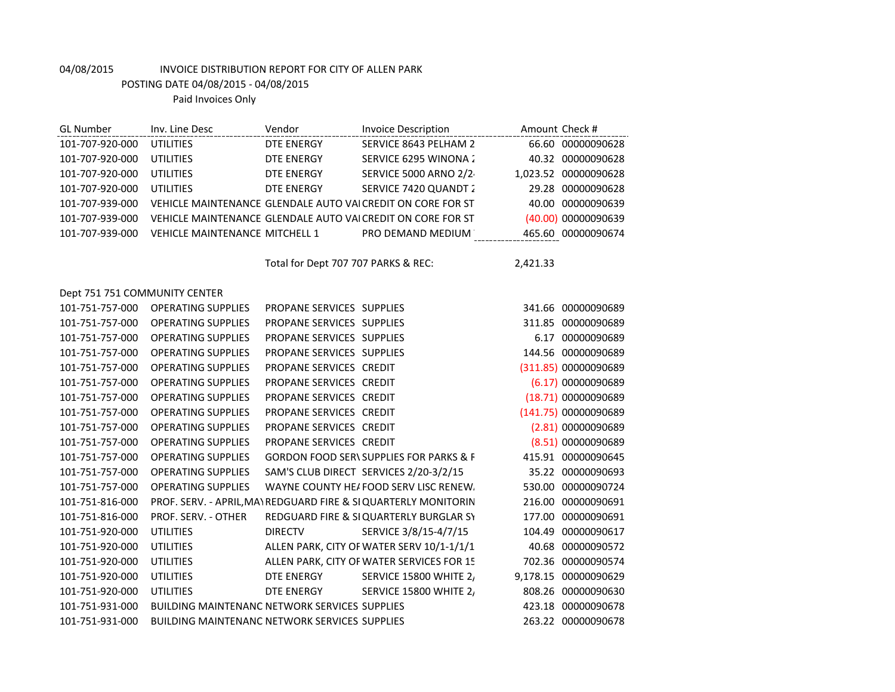04/08/2015 INVOICE DISTRIBUTION REPORT FOR CITY OF ALLEN PARK

POSTING DATE 04/08/2015 - 04/08/2015

Paid Invoices Only

| GL Number | Inv. Line Desc | Vendor | Invoice Description | Amount | Check # |
|---|---|---|---|---|---|
| 101-707-920-000 | UTILITIES | DTE ENERGY | SERVICE 8643 PELHAM 2 | 66.60 | 00000090628 |
| 101-707-920-000 | UTILITIES | DTE ENERGY | SERVICE 6295 WINONA 2 | 40.32 | 00000090628 |
| 101-707-920-000 | UTILITIES | DTE ENERGY | SERVICE 5000 ARNO 2/2 | 1,023.52 | 00000090628 |
| 101-707-920-000 | UTILITIES | DTE ENERGY | SERVICE 7420 QUANDT 2 | 29.28 | 00000090628 |
| 101-707-939-000 | VEHICLE MAINTENANCE | GLENDALE AUTO VAI | CREDIT ON CORE FOR ST | 40.00 | 00000090639 |
| 101-707-939-000 | VEHICLE MAINTENANCE | GLENDALE AUTO VAI | CREDIT ON CORE FOR ST | (40.00) | 00000090639 |
| 101-707-939-000 | VEHICLE MAINTENANCE | MITCHELL 1 | PRO DEMAND MEDIUM | 465.60 | 00000090674 |
| | | Total for Dept 707 707 PARKS & REC: | | 2,421.33 | |
| Dept 751 751 COMMUNITY CENTER | | | | | |
| 101-751-757-000 | OPERATING SUPPLIES | PROPANE SERVICES | SUPPLIES | 341.66 | 00000090689 |
| 101-751-757-000 | OPERATING SUPPLIES | PROPANE SERVICES | SUPPLIES | 311.85 | 00000090689 |
| 101-751-757-000 | OPERATING SUPPLIES | PROPANE SERVICES | SUPPLIES | 6.17 | 00000090689 |
| 101-751-757-000 | OPERATING SUPPLIES | PROPANE SERVICES | SUPPLIES | 144.56 | 00000090689 |
| 101-751-757-000 | OPERATING SUPPLIES | PROPANE SERVICES | CREDIT | (311.85) | 00000090689 |
| 101-751-757-000 | OPERATING SUPPLIES | PROPANE SERVICES | CREDIT | (6.17) | 00000090689 |
| 101-751-757-000 | OPERATING SUPPLIES | PROPANE SERVICES | CREDIT | (18.71) | 00000090689 |
| 101-751-757-000 | OPERATING SUPPLIES | PROPANE SERVICES | CREDIT | (141.75) | 00000090689 |
| 101-751-757-000 | OPERATING SUPPLIES | PROPANE SERVICES | CREDIT | (2.81) | 00000090689 |
| 101-751-757-000 | OPERATING SUPPLIES | PROPANE SERVICES | CREDIT | (8.51) | 00000090689 |
| 101-751-757-000 | OPERATING SUPPLIES | GORDON FOOD SERV | SUPPLIES FOR PARKS & F | 415.91 | 00000090645 |
| 101-751-757-000 | OPERATING SUPPLIES | SAM'S CLUB DIRECT | SERVICES 2/20-3/2/15 | 35.22 | 00000090693 |
| 101-751-757-000 | OPERATING SUPPLIES | WAYNE COUNTY HEA | FOOD SERV LISC RENEW. | 530.00 | 00000090724 |
| 101-751-816-000 | PROF. SERV. - APRIL,MAY | REDGUARD FIRE & SI | QUARTERLY MONITORIN | 216.00 | 00000090691 |
| 101-751-816-000 | PROF. SERV. - OTHER | REDGUARD FIRE & SI | QUARTERLY BURGLAR SY | 177.00 | 00000090691 |
| 101-751-920-000 | UTILITIES | DIRECTV | SERVICE 3/8/15-4/7/15 | 104.49 | 00000090617 |
| 101-751-920-000 | UTILITIES | ALLEN PARK, CITY OF | WATER SERV 10/1-1/1/1 | 40.68 | 00000090572 |
| 101-751-920-000 | UTILITIES | ALLEN PARK, CITY OF | WATER SERVICES FOR 15 | 702.36 | 00000090574 |
| 101-751-920-000 | UTILITIES | DTE ENERGY | SERVICE 15800 WHITE 2/ | 9,178.15 | 00000090629 |
| 101-751-920-000 | UTILITIES | DTE ENERGY | SERVICE 15800 WHITE 2/ | 808.26 | 00000090630 |
| 101-751-931-000 | BUILDING MAINTENANC | NETWORK SERVICES | SUPPLIES | 423.18 | 00000090678 |
| 101-751-931-000 | BUILDING MAINTENANC | NETWORK SERVICES | SUPPLIES | 263.22 | 00000090678 |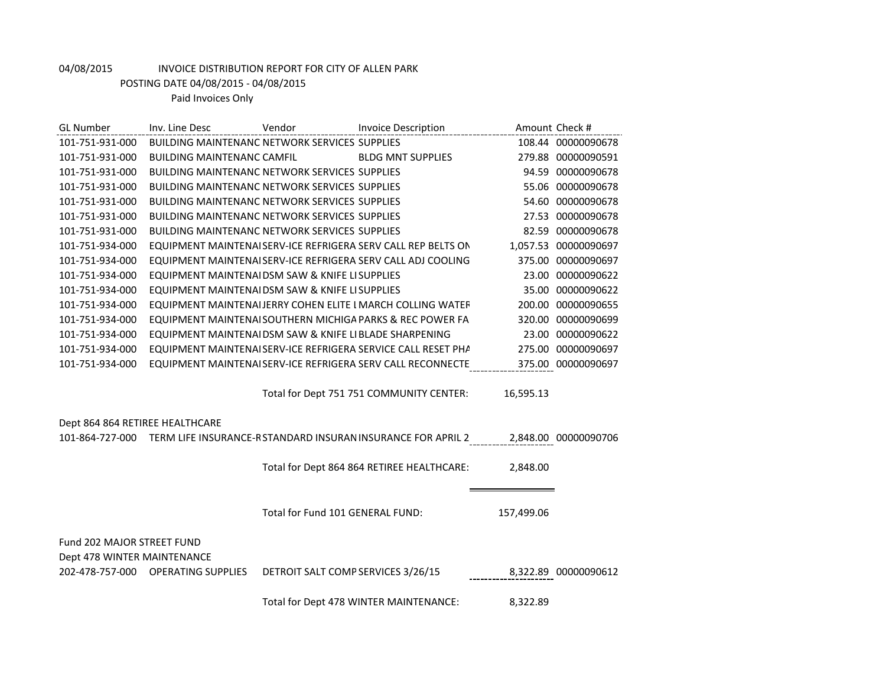04/08/2015 INVOICE DISTRIBUTION REPORT FOR CITY OF ALLEN PARK

POSTING DATE 04/08/2015 - 04/08/2015

Paid Invoices Only

| GL Number | Inv. Line Desc | Vendor | Invoice Description | Amount | Check # |
|---|---|---|---|---|---|
| 101-751-931-000 | BUILDING MAINTENANC | NETWORK SERVICES | SUPPLIES | 108.44 | 00000090678 |
| 101-751-931-000 | BUILDING MAINTENANC | CAMFIL | BLDG MNT SUPPLIES | 279.88 | 00000090591 |
| 101-751-931-000 | BUILDING MAINTENANC | NETWORK SERVICES | SUPPLIES | 94.59 | 00000090678 |
| 101-751-931-000 | BUILDING MAINTENANC | NETWORK SERVICES | SUPPLIES | 55.06 | 00000090678 |
| 101-751-931-000 | BUILDING MAINTENANC | NETWORK SERVICES | SUPPLIES | 54.60 | 00000090678 |
| 101-751-931-000 | BUILDING MAINTENANC | NETWORK SERVICES | SUPPLIES | 27.53 | 00000090678 |
| 101-751-931-000 | BUILDING MAINTENANC | NETWORK SERVICES | SUPPLIES | 82.59 | 00000090678 |
| 101-751-934-000 | EQUIPMENT MAINTENAI | SERV-ICE REFRIGERA | SERV CALL REP BELTS ON | 1,057.53 | 00000090697 |
| 101-751-934-000 | EQUIPMENT MAINTENAI | SERV-ICE REFRIGERA | SERV CALL ADJ COOLING | 375.00 | 00000090697 |
| 101-751-934-000 | EQUIPMENT MAINTENAI | DSM SAW & KNIFE LI | SUPPLIES | 23.00 | 00000090622 |
| 101-751-934-000 | EQUIPMENT MAINTENAI | DSM SAW & KNIFE LI | SUPPLIES | 35.00 | 00000090622 |
| 101-751-934-000 | EQUIPMENT MAINTENAI | JERRY COHEN ELITE I | MARCH COLLING WATER | 200.00 | 00000090655 |
| 101-751-934-000 | EQUIPMENT MAINTENAI | SOUTHERN MICHIGA | PARKS & REC POWER FA | 320.00 | 00000090699 |
| 101-751-934-000 | EQUIPMENT MAINTENAI | DSM SAW & KNIFE LI | BLADE SHARPENING | 23.00 | 00000090622 |
| 101-751-934-000 | EQUIPMENT MAINTENAI | SERV-ICE REFRIGERA | SERVICE CALL RESET PHA | 275.00 | 00000090697 |
| 101-751-934-000 | EQUIPMENT MAINTENAI | SERV-ICE REFRIGERA | SERV CALL RECONNECTE | 375.00 | 00000090697 |
| | | Total for Dept 751 751 COMMUNITY CENTER: | | 16,595.13 | |
| Dept 864 864 RETIREE HEALTHCARE | | | | | |
| 101-864-727-000 | TERM LIFE INSURANCE-R | STANDARD INSURAN | INSURANCE FOR APRIL 2 | 2,848.00 | 00000090706 |
| | | Total for Dept 864 864 RETIREE HEALTHCARE: | | 2,848.00 | |
| | | Total for Fund 101 GENERAL FUND: | | 157,499.06 | |
| Fund 202 MAJOR STREET FUND | | | | | |
| Dept 478 WINTER MAINTENANCE | | | | | |
| 202-478-757-000 | OPERATING SUPPLIES | DETROIT SALT COMP | SERVICES 3/26/15 | 8,322.89 | 00000090612 |
| | | Total for Dept 478 WINTER MAINTENANCE: | | 8,322.89 | |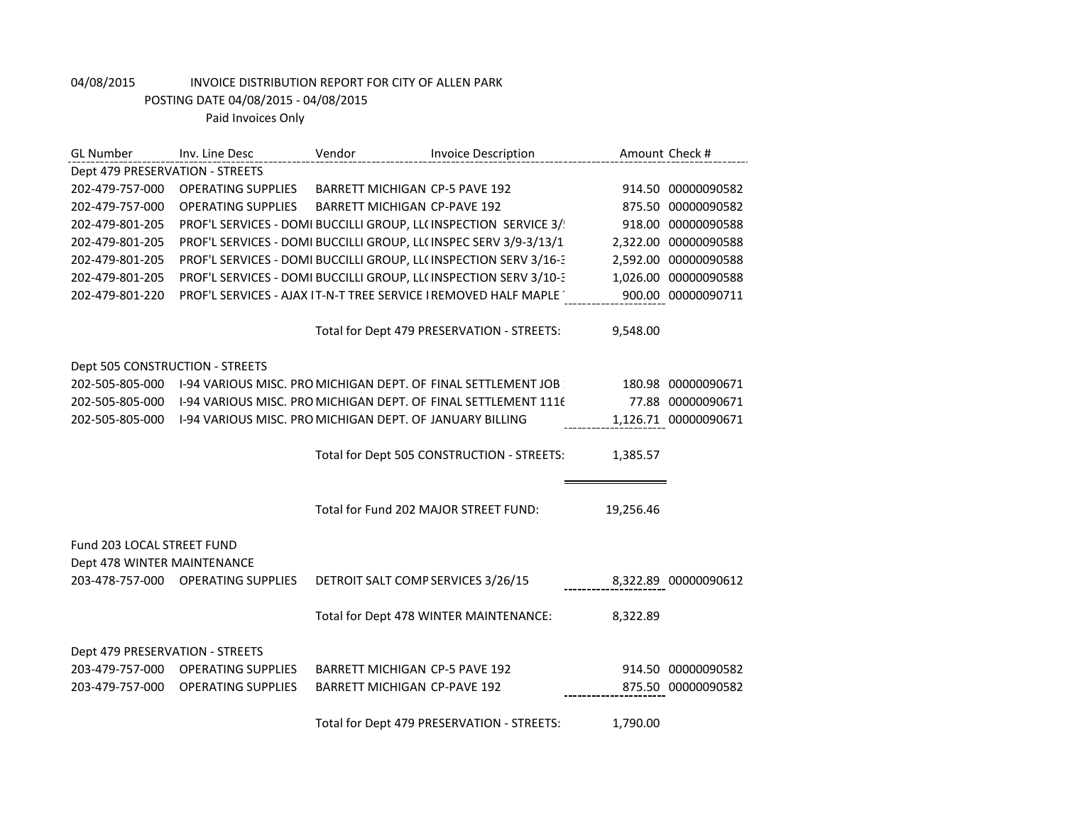04/08/2015 INVOICE DISTRIBUTION REPORT FOR CITY OF ALLEN PARK
POSTING DATE 04/08/2015 - 04/08/2015
Paid Invoices Only

| GL Number | Inv. Line Desc | Vendor | Invoice Description | Amount | Check # |
|---|---|---|---|---|---|
| Dept 479 PRESERVATION - STREETS | | | | | |
| 202-479-757-000 | OPERATING SUPPLIES | BARRETT MICHIGAN | CP-5 PAVE 192 | 914.50 | 00000090582 |
| 202-479-757-000 | OPERATING SUPPLIES | BARRETT MICHIGAN | CP-PAVE 192 | 875.50 | 00000090582 |
| 202-479-801-205 | PROF'L SERVICES - DOMI | BUCCILLI GROUP, LL( | INSPECTION SERVICE 3/! | 918.00 | 00000090588 |
| 202-479-801-205 | PROF'L SERVICES - DOMI | BUCCILLI GROUP, LL( | INSPEC SERV 3/9-3/13/1 | 2,322.00 | 00000090588 |
| 202-479-801-205 | PROF'L SERVICES - DOMI | BUCCILLI GROUP, LL( | INSPECTION SERV 3/16-3 | 2,592.00 | 00000090588 |
| 202-479-801-205 | PROF'L SERVICES - DOMI | BUCCILLI GROUP, LL( | INSPECTION SERV 3/10-3 | 1,026.00 | 00000090588 |
| 202-479-801-220 | PROF'L SERVICES - AJAX | T-N-T TREE SERVICE I | REMOVED HALF MAPLE | 900.00 | 00000090711 |
| | | Total for Dept 479 PRESERVATION - STREETS: | | 9,548.00 | |
| Dept 505 CONSTRUCTION - STREETS | | | | | |
| 202-505-805-000 | I-94 VARIOUS MISC. PRO | MICHIGAN DEPT. OF | FINAL SETTLEMENT JOB | 180.98 | 00000090671 |
| 202-505-805-000 | I-94 VARIOUS MISC. PRO | MICHIGAN DEPT. OF | FINAL SETTLEMENT 1116 | 77.88 | 00000090671 |
| 202-505-805-000 | I-94 VARIOUS MISC. PRO | MICHIGAN DEPT. OF | JANUARY BILLING | 1,126.71 | 00000090671 |
| | | Total for Dept 505 CONSTRUCTION - STREETS: | | 1,385.57 | |
| | | Total for Fund 202 MAJOR STREET FUND: | | 19,256.46 | |
| Fund 203 LOCAL STREET FUND | | | | | |
| Dept 478 WINTER MAINTENANCE | | | | | |
| 203-478-757-000 | OPERATING SUPPLIES | DETROIT SALT COMP | SERVICES 3/26/15 | 8,322.89 | 00000090612 |
| | | Total for Dept 478 WINTER MAINTENANCE: | | 8,322.89 | |
| Dept 479 PRESERVATION - STREETS | | | | | |
| 203-479-757-000 | OPERATING SUPPLIES | BARRETT MICHIGAN | CP-5 PAVE 192 | 914.50 | 00000090582 |
| 203-479-757-000 | OPERATING SUPPLIES | BARRETT MICHIGAN | CP-PAVE 192 | 875.50 | 00000090582 |
| | | Total for Dept 479 PRESERVATION - STREETS: | | 1,790.00 | |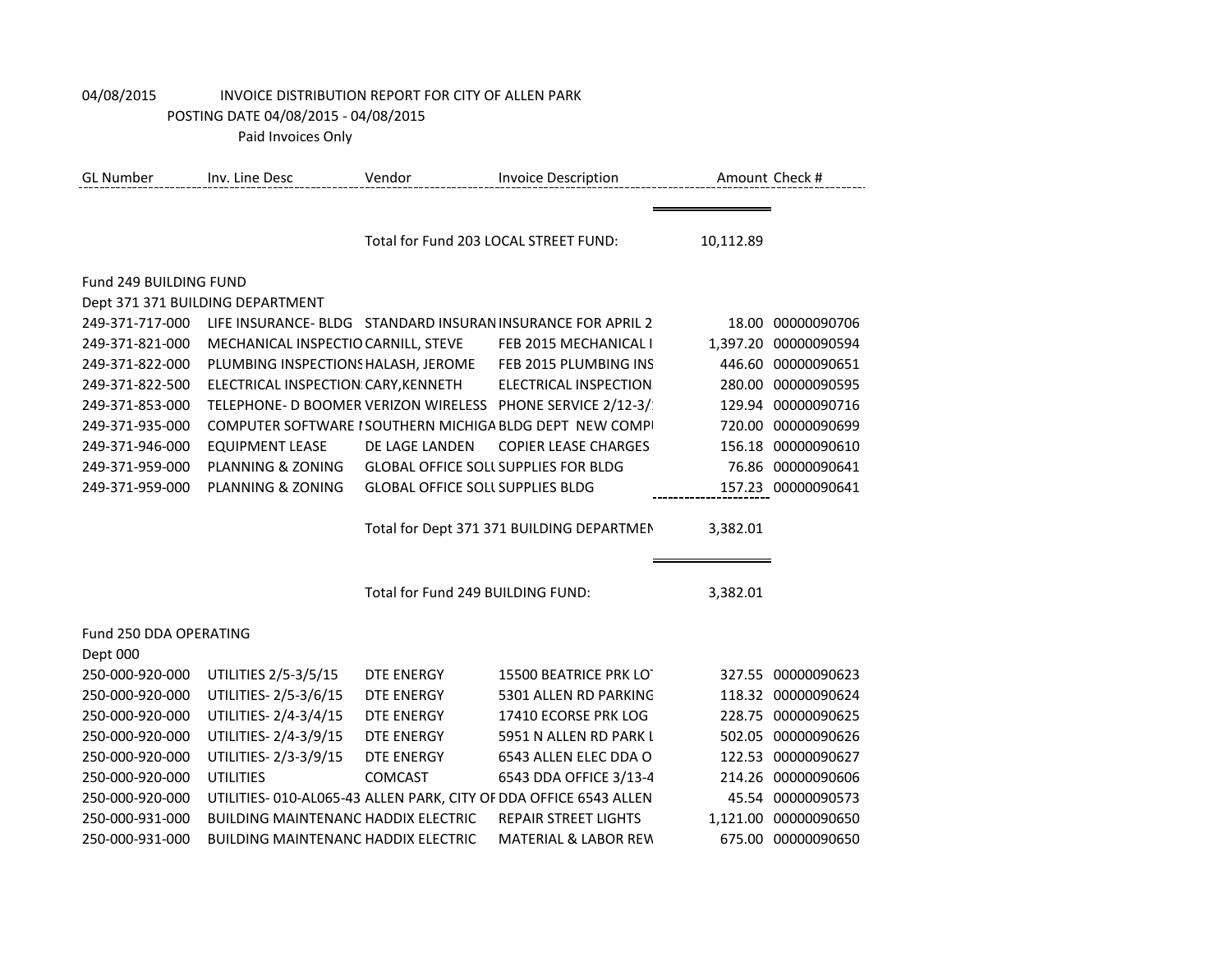04/08/2015 INVOICE DISTRIBUTION REPORT FOR CITY OF ALLEN PARK

POSTING DATE 04/08/2015 - 04/08/2015

Paid Invoices Only

| GL Number | Inv. Line Desc | Vendor | Invoice Description | Amount | Check # |
|---|---|---|---|---|---|
| | | Total for Fund 203 LOCAL STREET FUND: | | 10,112.89 | |
| Fund 249 BUILDING FUND | | | | | |
| Dept 371 371 BUILDING DEPARTMENT | | | | | |
| 249-371-717-000 | LIFE INSURANCE- BLDG | STANDARD INSURAN | INSURANCE FOR APRIL 2 | 18.00 | 00000090706 |
| 249-371-821-000 | MECHANICAL INSPECTIO | CARNILL, STEVE | FEB 2015 MECHANICAL I | 1,397.20 | 00000090594 |
| 249-371-822-000 | PLUMBING INSPECTIONS | HALASH, JEROME | FEB 2015 PLUMBING INS | 446.60 | 00000090651 |
| 249-371-822-500 | ELECTRICAL INSPECTION | CARY,KENNETH | ELECTRICAL INSPECTION | 280.00 | 00000090595 |
| 249-371-853-000 | TELEPHONE- D BOOMER | VERIZON WIRELESS | PHONE SERVICE 2/12-3/ | 129.94 | 00000090716 |
| 249-371-935-000 | COMPUTER SOFTWARE I | SOUTHERN MICHIGA | BLDG DEPT NEW COMP | 720.00 | 00000090699 |
| 249-371-946-000 | EQUIPMENT LEASE | DE LAGE LANDEN | COPIER LEASE CHARGES | 156.18 | 00000090610 |
| 249-371-959-000 | PLANNING & ZONING | GLOBAL OFFICE SOLU | SUPPLIES FOR BLDG | 76.86 | 00000090641 |
| 249-371-959-000 | PLANNING & ZONING | GLOBAL OFFICE SOLU | SUPPLIES BLDG | 157.23 | 00000090641 |
| | | Total for Dept 371 371 BUILDING DEPARTMEN | | 3,382.01 | |
| | | Total for Fund 249 BUILDING FUND: | | 3,382.01 | |
| Fund 250 DDA OPERATING | | | | | |
| Dept 000 | | | | | |
| 250-000-920-000 | UTILITIES 2/5-3/5/15 | DTE ENERGY | 15500 BEATRICE PRK LOT | 327.55 | 00000090623 |
| 250-000-920-000 | UTILITIES- 2/5-3/6/15 | DTE ENERGY | 5301 ALLEN RD PARKING | 118.32 | 00000090624 |
| 250-000-920-000 | UTILITIES- 2/4-3/4/15 | DTE ENERGY | 17410 ECORSE PRK LOG | 228.75 | 00000090625 |
| 250-000-920-000 | UTILITIES- 2/4-3/9/15 | DTE ENERGY | 5951 N ALLEN RD PARK L | 502.05 | 00000090626 |
| 250-000-920-000 | UTILITIES- 2/3-3/9/15 | DTE ENERGY | 6543 ALLEN ELEC DDA O | 122.53 | 00000090627 |
| 250-000-920-000 | UTILITIES | COMCAST | 6543 DDA OFFICE 3/13-4 | 214.26 | 00000090606 |
| 250-000-920-000 | UTILITIES- 010-AL065-43 | ALLEN PARK, CITY OF | DDA OFFICE 6543 ALLEN | 45.54 | 00000090573 |
| 250-000-931-000 | BUILDING MAINTENANC | HADDIX ELECTRIC | REPAIR STREET LIGHTS | 1,121.00 | 00000090650 |
| 250-000-931-000 | BUILDING MAINTENANC | HADDIX ELECTRIC | MATERIAL & LABOR REW | 675.00 | 00000090650 |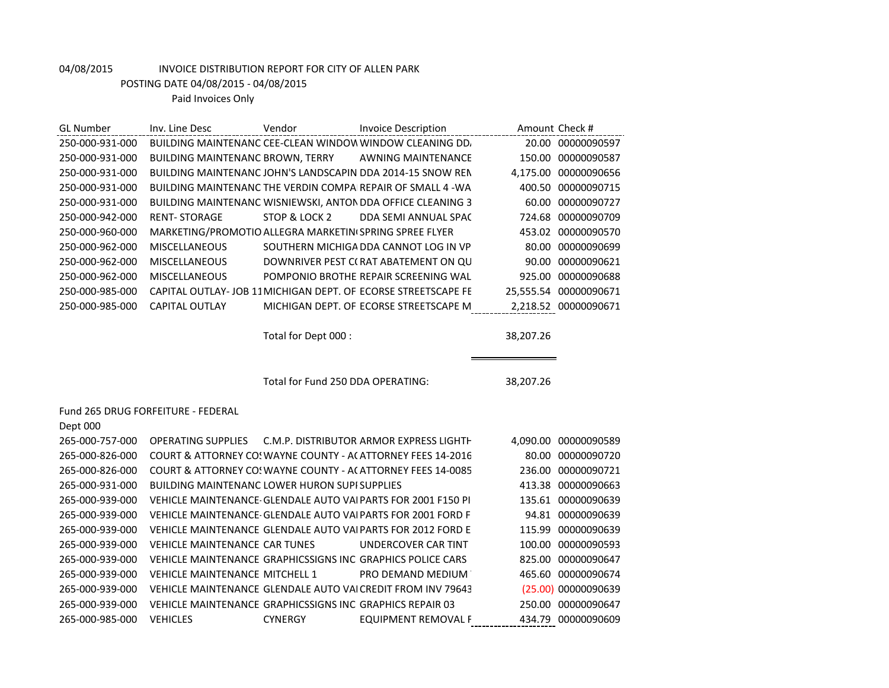04/08/2015 INVOICE DISTRIBUTION REPORT FOR CITY OF ALLEN PARK

POSTING DATE 04/08/2015 - 04/08/2015

Paid Invoices Only

| GL Number | Inv. Line Desc | Vendor | Invoice Description | Amount | Check # |
|---|---|---|---|---|---|
| 250-000-931-000 | BUILDING MAINTENANC | CEE-CLEAN WINDOW | WINDOW CLEANING DD/ | 20.00 | 00000090597 |
| 250-000-931-000 | BUILDING MAINTENANC | BROWN, TERRY | AWNING MAINTENANCE | 150.00 | 00000090587 |
| 250-000-931-000 | BUILDING MAINTENANC | JOHN'S LANDSCAPIN | DDA 2014-15 SNOW REM | 4,175.00 | 00000090656 |
| 250-000-931-000 | BUILDING MAINTENANC | THE VERDIN COMPA | REPAIR OF SMALL 4 -WA | 400.50 | 00000090715 |
| 250-000-931-000 | BUILDING MAINTENANC | WISNIEWSKI, ANTON | DDA OFFICE CLEANING 3 | 60.00 | 00000090727 |
| 250-000-942-000 | RENT- STORAGE | STOP & LOCK 2 | DDA SEMI ANNUAL SPAC | 724.68 | 00000090709 |
| 250-000-960-000 | MARKETING/PROMOTIO | ALLEGRA MARKETIN | SPRING SPREE FLYER | 453.02 | 00000090570 |
| 250-000-962-000 | MISCELLANEOUS | SOUTHERN MICHIGA | DDA CANNOT LOG IN VP | 80.00 | 00000090699 |
| 250-000-962-000 | MISCELLANEOUS | DOWNRIVER PEST CO | RAT ABATEMENT ON QU | 90.00 | 00000090621 |
| 250-000-962-000 | MISCELLANEOUS | POMPONIO BROTHE | REPAIR SCREENING WAL | 925.00 | 00000090688 |
| 250-000-985-000 | CAPITAL OUTLAY- JOB 11 | MICHIGAN DEPT. OF | ECORSE STREETSCAPE FE | 25,555.54 | 00000090671 |
| 250-000-985-000 | CAPITAL OUTLAY | MICHIGAN DEPT. OF | ECORSE STREETSCAPE M | 2,218.52 | 00000090671 |
| | | Total for Dept 000 : | | 38,207.26 | |
| | | Total for Fund 250 DDA OPERATING: | | 38,207.26 | |

Fund 265 DRUG FORFEITURE - FEDERAL

Dept 000

| GL Number | Inv. Line Desc | Vendor | Invoice Description | Amount | Check # |
|---|---|---|---|---|---|
| 265-000-757-000 | OPERATING SUPPLIES | C.M.P. DISTRIBUTOR | ARMOR EXPRESS LIGHTH | 4,090.00 | 00000090589 |
| 265-000-826-000 | COURT & ATTORNEY COS | WAYNE COUNTY - AC | ATTORNEY FEES 14-2016 | 80.00 | 00000090720 |
| 265-000-826-000 | COURT & ATTORNEY COS | WAYNE COUNTY - AC | ATTORNEY FEES 14-0085 | 236.00 | 00000090721 |
| 265-000-931-000 | BUILDING MAINTENANC | LOWER HURON SUPI | SUPPLIES | 413.38 | 00000090663 |
| 265-000-939-000 | VEHICLE MAINTENANCE- | GLENDALE AUTO VAI | PARTS FOR 2001 F150 PI | 135.61 | 00000090639 |
| 265-000-939-000 | VEHICLE MAINTENANCE- | GLENDALE AUTO VAI | PARTS FOR 2001 FORD F | 94.81 | 00000090639 |
| 265-000-939-000 | VEHICLE MAINTENANCE | GLENDALE AUTO VAI | PARTS FOR 2012 FORD E | 115.99 | 00000090639 |
| 265-000-939-000 | VEHICLE MAINTENANCE | CAR TUNES | UNDERCOVER CAR TINT | 100.00 | 00000090593 |
| 265-000-939-000 | VEHICLE MAINTENANCE | GRAPHICSSIGNS INC | GRAPHICS POLICE CARS | 825.00 | 00000090647 |
| 265-000-939-000 | VEHICLE MAINTENANCE | MITCHELL 1 | PRO DEMAND MEDIUM | 465.60 | 00000090674 |
| 265-000-939-000 | VEHICLE MAINTENANCE | GLENDALE AUTO VAI | CREDIT FROM INV 79643 | (25.00) | 00000090639 |
| 265-000-939-000 | VEHICLE MAINTENANCE | GRAPHICSSIGNS INC | GRAPHICS REPAIR 03 | 250.00 | 00000090647 |
| 265-000-985-000 | VEHICLES | CYNERGY | EQUIPMENT REMOVAL F | 434.79 | 00000090609 |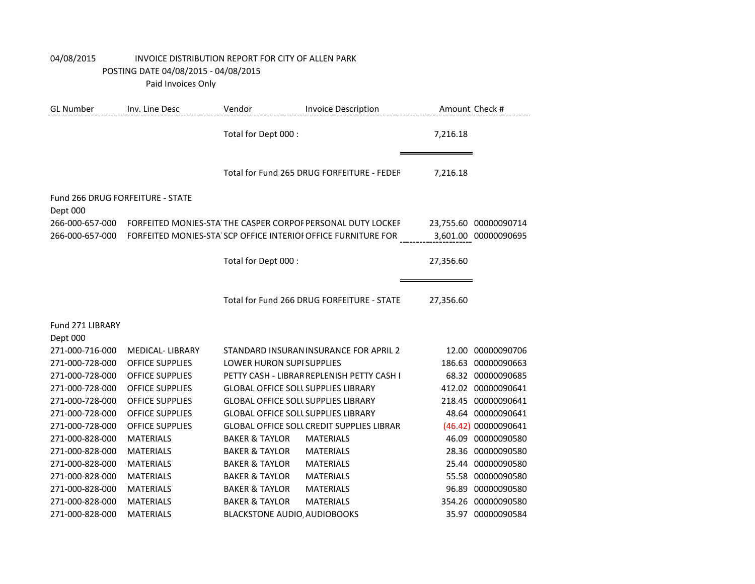04/08/2015 INVOICE DISTRIBUTION REPORT FOR CITY OF ALLEN PARK
POSTING DATE 04/08/2015 - 04/08/2015
Paid Invoices Only

| GL Number | Inv. Line Desc | Vendor | Invoice Description | Amount | Check # |
|---|---|---|---|---|---|
| | | Total for Dept 000 : | | 7,216.18 | |
| | | Total for Fund 265 DRUG FORFEITURE - FEDEF | | 7,216.18 | |
| Fund 266 DRUG FORFEITURE - STATE | | | | | |
| Dept 000 | | | | | |
| 266-000-657-000 | FORFEITED MONIES-STA | THE CASPER CORPOF | PERSONAL DUTY LOCKEF | 23,755.60 | 00000090714 |
| 266-000-657-000 | FORFEITED MONIES-STA | SCP OFFICE INTERIOI | OFFICE FURNITURE FOR | 3,601.00 | 00000090695 |
| | | Total for Dept 000 : | | 27,356.60 | |
| | | Total for Fund 266 DRUG FORFEITURE - STATE | | 27,356.60 | |
| Fund 271 LIBRARY | | | | | |
| Dept 000 | | | | | |
| 271-000-716-000 | MEDICAL- LIBRARY | STANDARD INSURAN | INSURANCE FOR APRIL 2 | 12.00 | 00000090706 |
| 271-000-728-000 | OFFICE SUPPLIES | LOWER HURON SUPI | SUPPLIES | 186.63 | 00000090663 |
| 271-000-728-000 | OFFICE SUPPLIES | PETTY CASH - LIBRAR | REPLENISH PETTY CASH I | 68.32 | 00000090685 |
| 271-000-728-000 | OFFICE SUPPLIES | GLOBAL OFFICE SOLU | SUPPLIES LIBRARY | 412.02 | 00000090641 |
| 271-000-728-000 | OFFICE SUPPLIES | GLOBAL OFFICE SOLU | SUPPLIES LIBRARY | 218.45 | 00000090641 |
| 271-000-728-000 | OFFICE SUPPLIES | GLOBAL OFFICE SOLU | SUPPLIES LIBRARY | 48.64 | 00000090641 |
| 271-000-728-000 | OFFICE SUPPLIES | GLOBAL OFFICE SOLU | CREDIT SUPPLIES LIBRAR | (46.42) | 00000090641 |
| 271-000-828-000 | MATERIALS | BAKER & TAYLOR | MATERIALS | 46.09 | 00000090580 |
| 271-000-828-000 | MATERIALS | BAKER & TAYLOR | MATERIALS | 28.36 | 00000090580 |
| 271-000-828-000 | MATERIALS | BAKER & TAYLOR | MATERIALS | 25.44 | 00000090580 |
| 271-000-828-000 | MATERIALS | BAKER & TAYLOR | MATERIALS | 55.58 | 00000090580 |
| 271-000-828-000 | MATERIALS | BAKER & TAYLOR | MATERIALS | 96.89 | 00000090580 |
| 271-000-828-000 | MATERIALS | BAKER & TAYLOR | MATERIALS | 354.26 | 00000090580 |
| 271-000-828-000 | MATERIALS | BLACKSTONE AUDIO, | AUDIOBOOKS | 35.97 | 00000090584 |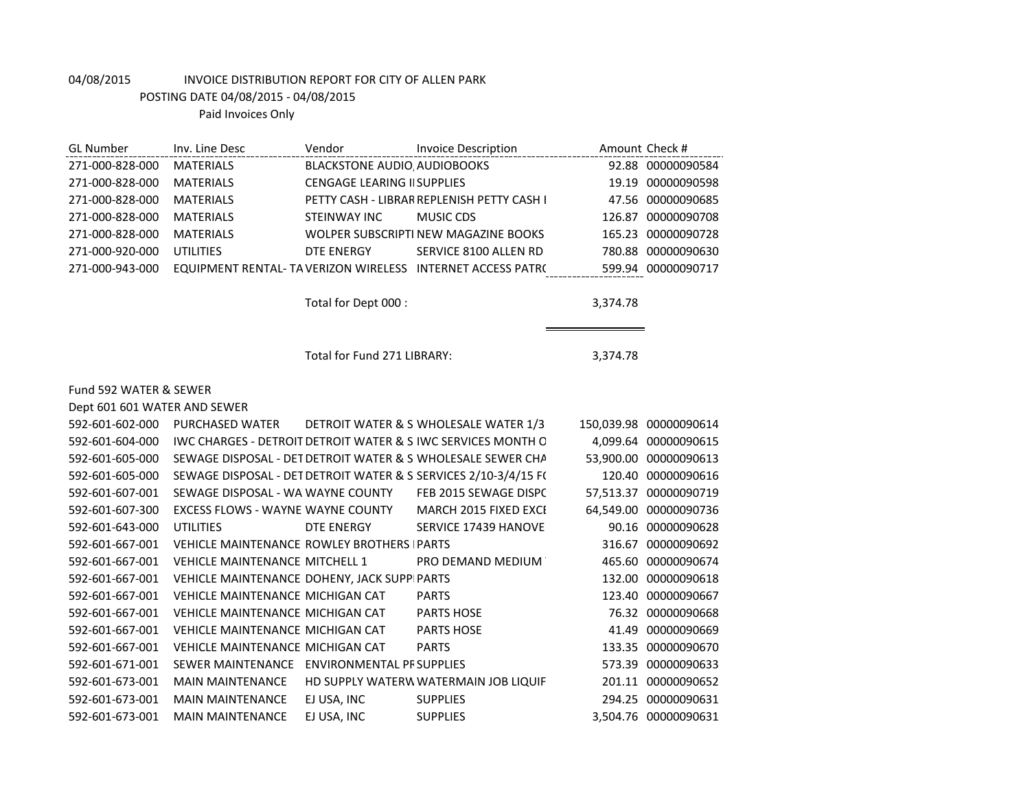04/08/2015 INVOICE DISTRIBUTION REPORT FOR CITY OF ALLEN PARK

POSTING DATE 04/08/2015 - 04/08/2015

Paid Invoices Only

| GL Number | Inv. Line Desc | Vendor | Invoice Description | Amount | Check # |
|---|---|---|---|---|---|
| 271-000-828-000 | MATERIALS | BLACKSTONE AUDIO, | AUDIOBOOKS | 92.88 | 00000090584 |
| 271-000-828-000 | MATERIALS | CENGAGE LEARING II | SUPPLIES | 19.19 | 00000090598 |
| 271-000-828-000 | MATERIALS | PETTY CASH - LIBRAR | REPLENISH PETTY CASH I | 47.56 | 00000090685 |
| 271-000-828-000 | MATERIALS | STEINWAY INC | MUSIC CDS | 126.87 | 00000090708 |
| 271-000-828-000 | MATERIALS | WOLPER SUBSCRIPTI | NEW MAGAZINE BOOKS | 165.23 | 00000090728 |
| 271-000-920-000 | UTILITIES | DTE ENERGY | SERVICE 8100 ALLEN RD | 780.88 | 00000090630 |
| 271-000-943-000 | EQUIPMENT RENTAL- TA | VERIZON WIRELESS | INTERNET ACCESS PATR( | 599.94 | 00000090717 |
| | | Total for Dept 000 : | | 3,374.78 | |
| | | Total for Fund 271 LIBRARY: | | 3,374.78 | |

Fund 592 WATER & SEWER

Dept 601 601 WATER AND SEWER

| GL Number | Inv. Line Desc | Vendor | Invoice Description | Amount | Check # |
|---|---|---|---|---|---|
| 592-601-602-000 | PURCHASED WATER | DETROIT WATER & S | WHOLESALE WATER 1/3 | 150,039.98 | 00000090614 |
| 592-601-604-000 | IWC CHARGES - DETROIT | DETROIT WATER & S | IWC SERVICES MONTH O | 4,099.64 | 00000090615 |
| 592-601-605-000 | SEWAGE DISPOSAL - DET | DETROIT WATER & S | WHOLESALE SEWER CHA | 53,900.00 | 00000090613 |
| 592-601-605-000 | SEWAGE DISPOSAL - DET | DETROIT WATER & S | SERVICES 2/10-3/4/15 F( | 120.40 | 00000090616 |
| 592-601-607-001 | SEWAGE DISPOSAL - WA | WAYNE COUNTY | FEB 2015 SEWAGE DISP( | 57,513.37 | 00000090719 |
| 592-601-607-300 | EXCESS FLOWS - WAYNE | WAYNE COUNTY | MARCH 2015 FIXED EXCE | 64,549.00 | 00000090736 |
| 592-601-643-000 | UTILITIES | DTE ENERGY | SERVICE 17439 HANOVE | 90.16 | 00000090628 |
| 592-601-667-001 | VEHICLE MAINTENANCE | ROWLEY BROTHERS I | PARTS | 316.67 | 00000090692 |
| 592-601-667-001 | VEHICLE MAINTENANCE | MITCHELL 1 | PRO DEMAND MEDIUM | 465.60 | 00000090674 |
| 592-601-667-001 | VEHICLE MAINTENANCE | DOHENY, JACK SUPPI | PARTS | 132.00 | 00000090618 |
| 592-601-667-001 | VEHICLE MAINTENANCE | MICHIGAN CAT | PARTS | 123.40 | 00000090667 |
| 592-601-667-001 | VEHICLE MAINTENANCE | MICHIGAN CAT | PARTS HOSE | 76.32 | 00000090668 |
| 592-601-667-001 | VEHICLE MAINTENANCE | MICHIGAN CAT | PARTS HOSE | 41.49 | 00000090669 |
| 592-601-667-001 | VEHICLE MAINTENANCE | MICHIGAN CAT | PARTS | 133.35 | 00000090670 |
| 592-601-671-001 | SEWER MAINTENANCE | ENVIRONMENTAL PF | SUPPLIES | 573.39 | 00000090633 |
| 592-601-673-001 | MAIN MAINTENANCE | HD SUPPLY WATERW | WATERMAIN JOB LIQUIF | 201.11 | 00000090652 |
| 592-601-673-001 | MAIN MAINTENANCE | EJ USA, INC | SUPPLIES | 294.25 | 00000090631 |
| 592-601-673-001 | MAIN MAINTENANCE | EJ USA, INC | SUPPLIES | 3,504.76 | 00000090631 |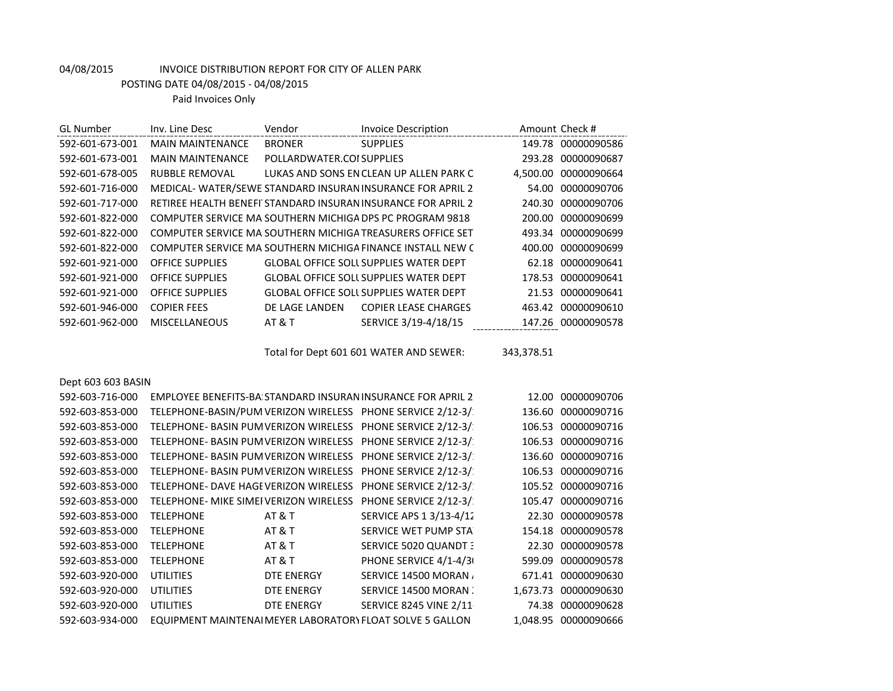04/08/2015 INVOICE DISTRIBUTION REPORT FOR CITY OF ALLEN PARK

POSTING DATE 04/08/2015 - 04/08/2015

Paid Invoices Only

| GL Number | Inv. Line Desc | Vendor | Invoice Description | Amount | Check # |
|---|---|---|---|---|---|
| 592-601-673-001 | MAIN MAINTENANCE | BRONER | SUPPLIES | 149.78 | 00000090586 |
| 592-601-673-001 | MAIN MAINTENANCE | POLLARDWATER.COI | SUPPLIES | 293.28 | 00000090687 |
| 592-601-678-005 | RUBBLE REMOVAL | LUKAS AND SONS EN | CLEAN UP ALLEN PARK C | 4,500.00 | 00000090664 |
| 592-601-716-000 | MEDICAL- WATER/SEWE | STANDARD INSURAN | INSURANCE FOR APRIL 2 | 54.00 | 00000090706 |
| 592-601-717-000 | RETIREE HEALTH BENEFI | STANDARD INSURAN | INSURANCE FOR APRIL 2 | 240.30 | 00000090706 |
| 592-601-822-000 | COMPUTER SERVICE MA | SOUTHERN MICHIGA | DPS PC PROGRAM 9818 | 200.00 | 00000090699 |
| 592-601-822-000 | COMPUTER SERVICE MA | SOUTHERN MICHIGA | TREASURERS OFFICE SET | 493.34 | 00000090699 |
| 592-601-822-000 | COMPUTER SERVICE MA | SOUTHERN MICHIGA | FINANCE INSTALL NEW C | 400.00 | 00000090699 |
| 592-601-921-000 | OFFICE SUPPLIES | GLOBAL OFFICE SOLU | SUPPLIES WATER DEPT | 62.18 | 00000090641 |
| 592-601-921-000 | OFFICE SUPPLIES | GLOBAL OFFICE SOLU | SUPPLIES WATER DEPT | 178.53 | 00000090641 |
| 592-601-921-000 | OFFICE SUPPLIES | GLOBAL OFFICE SOLU | SUPPLIES WATER DEPT | 21.53 | 00000090641 |
| 592-601-946-000 | COPIER FEES | DE LAGE LANDEN | COPIER LEASE CHARGES | 463.42 | 00000090610 |
| 592-601-962-000 | MISCELLANEOUS | AT & T | SERVICE 3/19-4/18/15 | 147.26 | 00000090578 |
| | | Total for Dept 601 601 WATER AND SEWER: | | 343,378.51 | |

Dept 603 603 BASIN

| GL Number | Inv. Line Desc | Vendor | Invoice Description | Amount | Check # |
|---|---|---|---|---|---|
| 592-603-716-000 | EMPLOYEE BENEFITS-BA | STANDARD INSURAN | INSURANCE FOR APRIL 2 | 12.00 | 00000090706 |
| 592-603-853-000 | TELEPHONE-BASIN/PUM | VERIZON WIRELESS | PHONE SERVICE 2/12-3/ | 136.60 | 00000090716 |
| 592-603-853-000 | TELEPHONE- BASIN PUM | VERIZON WIRELESS | PHONE SERVICE 2/12-3/ | 106.53 | 00000090716 |
| 592-603-853-000 | TELEPHONE- BASIN PUM | VERIZON WIRELESS | PHONE SERVICE 2/12-3/ | 106.53 | 00000090716 |
| 592-603-853-000 | TELEPHONE- BASIN PUM | VERIZON WIRELESS | PHONE SERVICE 2/12-3/ | 136.60 | 00000090716 |
| 592-603-853-000 | TELEPHONE- BASIN PUM | VERIZON WIRELESS | PHONE SERVICE 2/12-3/ | 106.53 | 00000090716 |
| 592-603-853-000 | TELEPHONE- DAVE HAGE | VERIZON WIRELESS | PHONE SERVICE 2/12-3/ | 105.52 | 00000090716 |
| 592-603-853-000 | TELEPHONE- MIKE SIMEI | VERIZON WIRELESS | PHONE SERVICE 2/12-3/ | 105.47 | 00000090716 |
| 592-603-853-000 | TELEPHONE | AT & T | SERVICE APS 1 3/13-4/12 | 22.30 | 00000090578 |
| 592-603-853-000 | TELEPHONE | AT & T | SERVICE WET PUMP STA | 154.18 | 00000090578 |
| 592-603-853-000 | TELEPHONE | AT & T | SERVICE 5020 QUANDT 3 | 22.30 | 00000090578 |
| 592-603-853-000 | TELEPHONE | AT & T | PHONE SERVICE 4/1-4/3 | 599.09 | 00000090578 |
| 592-603-920-000 | UTILITIES | DTE ENERGY | SERVICE 14500 MORAN | 671.41 | 00000090630 |
| 592-603-920-000 | UTILITIES | DTE ENERGY | SERVICE 14500 MORAN | 1,673.73 | 00000090630 |
| 592-603-920-000 | UTILITIES | DTE ENERGY | SERVICE 8245 VINE 2/11 | 74.38 | 00000090628 |
| 592-603-934-000 | EQUIPMENT MAINTENAI | MEYER LABORATORY | FLOAT SOLVE 5 GALLON | 1,048.95 | 00000090666 |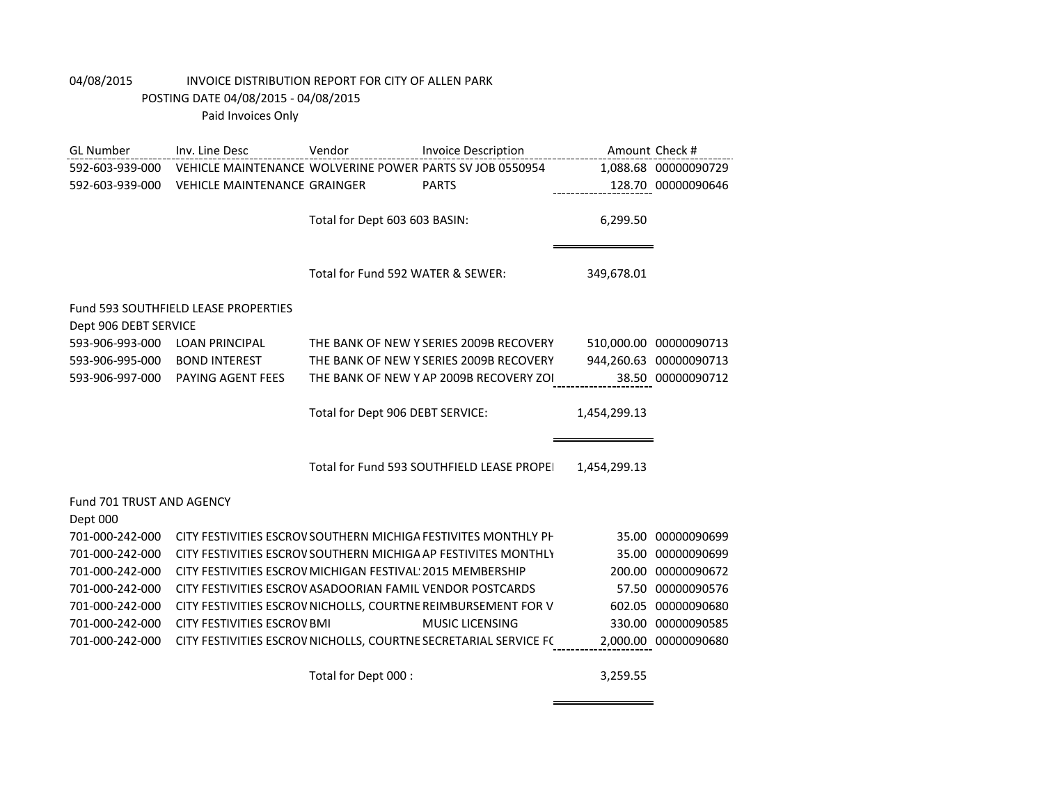04/08/2015 INVOICE DISTRIBUTION REPORT FOR CITY OF ALLEN PARK

POSTING DATE 04/08/2015 - 04/08/2015

Paid Invoices Only

| GL Number | Inv. Line Desc | Vendor | Invoice Description | Amount | Check # |
|---|---|---|---|---|---|
| 592-603-939-000 | VEHICLE MAINTENANCE | WOLVERINE POWER | PARTS SV JOB 0550954 | 1,088.68 | 00000090729 |
| 592-603-939-000 | VEHICLE MAINTENANCE | GRAINGER | PARTS | 128.70 | 00000090646 |
| | | Total for Dept 603 603 BASIN: | | 6,299.50 | |
| | | Total for Fund 592 WATER & SEWER: | | 349,678.01 | |
| Fund 593 SOUTHFIELD LEASE PROPERTIES | | | | | |
| Dept 906 DEBT SERVICE | | | | | |
| 593-906-993-000 | LOAN PRINCIPAL | THE BANK OF NEW Y | SERIES 2009B RECOVERY | 510,000.00 | 00000090713 |
| 593-906-995-000 | BOND INTEREST | THE BANK OF NEW Y | SERIES 2009B RECOVERY | 944,260.63 | 00000090713 |
| 593-906-997-000 | PAYING AGENT FEES | THE BANK OF NEW Y | AP 2009B RECOVERY ZOI | 38.50 | 00000090712 |
| | | Total for Dept 906 DEBT SERVICE: | | 1,454,299.13 | |
| | | Total for Fund 593 SOUTHFIELD LEASE PROPEI | | 1,454,299.13 | |
| Fund 701 TRUST AND AGENCY | | | | | |
| Dept 000 | | | | | |
| 701-000-242-000 | CITY FESTIVITIES ESCROV | SOUTHERN MICHIGA | FESTIVITES MONTHLY PH | 35.00 | 00000090699 |
| 701-000-242-000 | CITY FESTIVITIES ESCROV | SOUTHERN MICHIGA | AP FESTIVITES MONTHLY | 35.00 | 00000090699 |
| 701-000-242-000 | CITY FESTIVITIES ESCROV | MICHIGAN FESTIVAL | 2015 MEMBERSHIP | 200.00 | 00000090672 |
| 701-000-242-000 | CITY FESTIVITIES ESCROV | ASADOORIAN FAMIL | VENDOR POSTCARDS | 57.50 | 00000090576 |
| 701-000-242-000 | CITY FESTIVITIES ESCROV | NICHOLLS, COURTNE | REIMBURSEMENT FOR V | 602.05 | 00000090680 |
| 701-000-242-000 | CITY FESTIVITIES ESCROV | BMI | MUSIC LICENSING | 330.00 | 00000090585 |
| 701-000-242-000 | CITY FESTIVITIES ESCROV | NICHOLLS, COURTNE | SECRETARIAL SERVICE FC | 2,000.00 | 00000090680 |
| | | Total for Dept 000 : | | 3,259.55 | |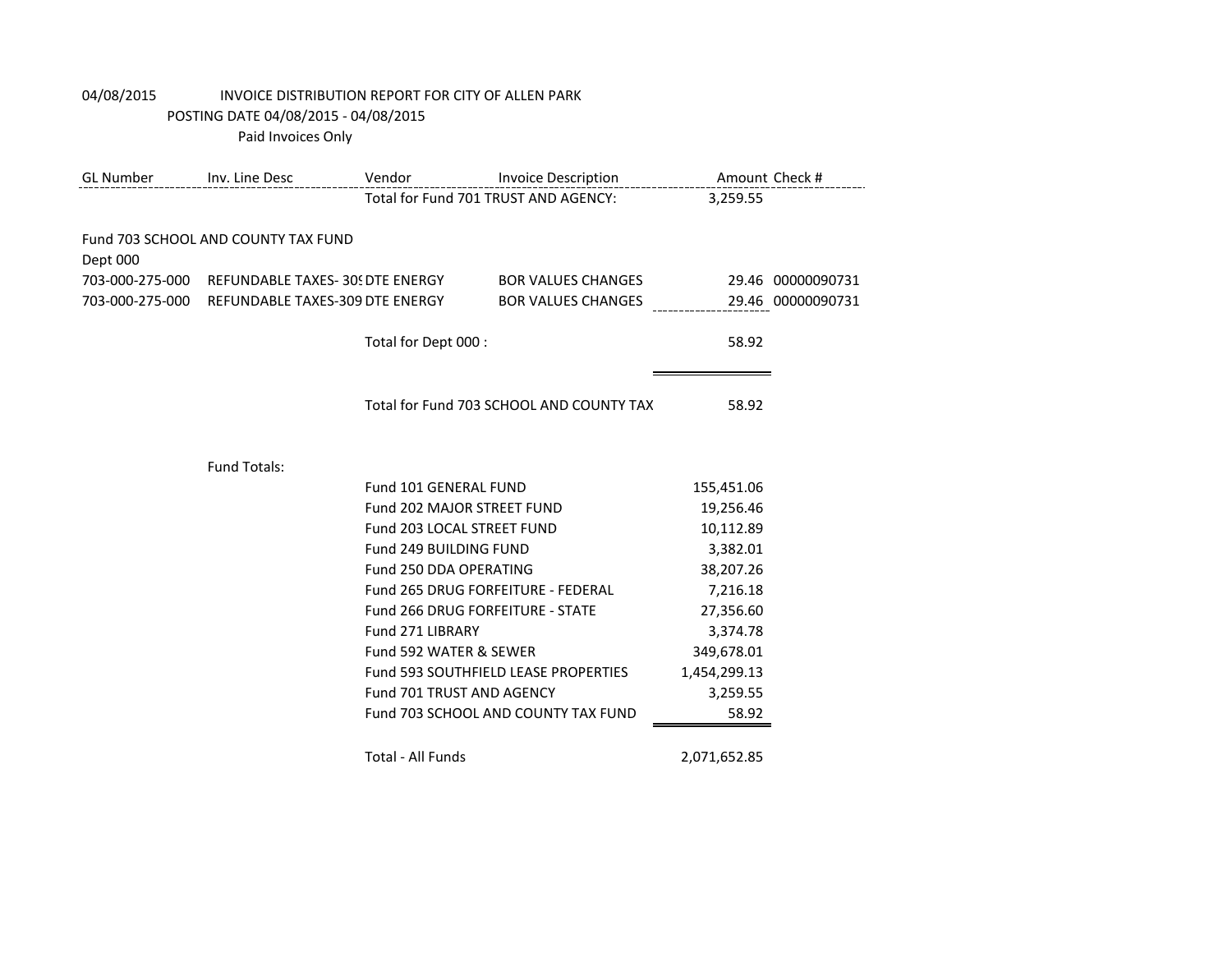04/08/2015 INVOICE DISTRIBUTION REPORT FOR CITY OF ALLEN PARK

POSTING DATE 04/08/2015 - 04/08/2015

Paid Invoices Only

| GL Number | Inv. Line Desc | Vendor | Invoice Description | Amount | Check # |
|---|---|---|---|---|---|
| | | Total for Fund 701 TRUST AND AGENCY: | | 3,259.55 | |
| Fund 703 SCHOOL AND COUNTY TAX FUND | | | | | |
| Dept 000 | | | | | |
| 703-000-275-000 | REFUNDABLE TAXES- 309 | DTE ENERGY | BOR VALUES CHANGES | 29.46 | 00000090731 |
| 703-000-275-000 | REFUNDABLE TAXES-309 | DTE ENERGY | BOR VALUES CHANGES | 29.46 | 00000090731 |
| | | Total for Dept 000 : | | 58.92 | |
| | | Total for Fund 703 SCHOOL AND COUNTY TAX | | 58.92 | |

Fund Totals:

| | |
|---|---|
| Fund 101 GENERAL FUND | 155,451.06 |
| Fund 202 MAJOR STREET FUND | 19,256.46 |
| Fund 203 LOCAL STREET FUND | 10,112.89 |
| Fund 249 BUILDING FUND | 3,382.01 |
| Fund 250 DDA OPERATING | 38,207.26 |
| Fund 265 DRUG FORFEITURE - FEDERAL | 7,216.18 |
| Fund 266 DRUG FORFEITURE - STATE | 27,356.60 |
| Fund 271 LIBRARY | 3,374.78 |
| Fund 592 WATER & SEWER | 349,678.01 |
| Fund 593 SOUTHFIELD LEASE PROPERTIES | 1,454,299.13 |
| Fund 701 TRUST AND AGENCY | 3,259.55 |
| Fund 703 SCHOOL AND COUNTY TAX FUND | 58.92 |
| Total - All Funds | 2,071,652.85 |